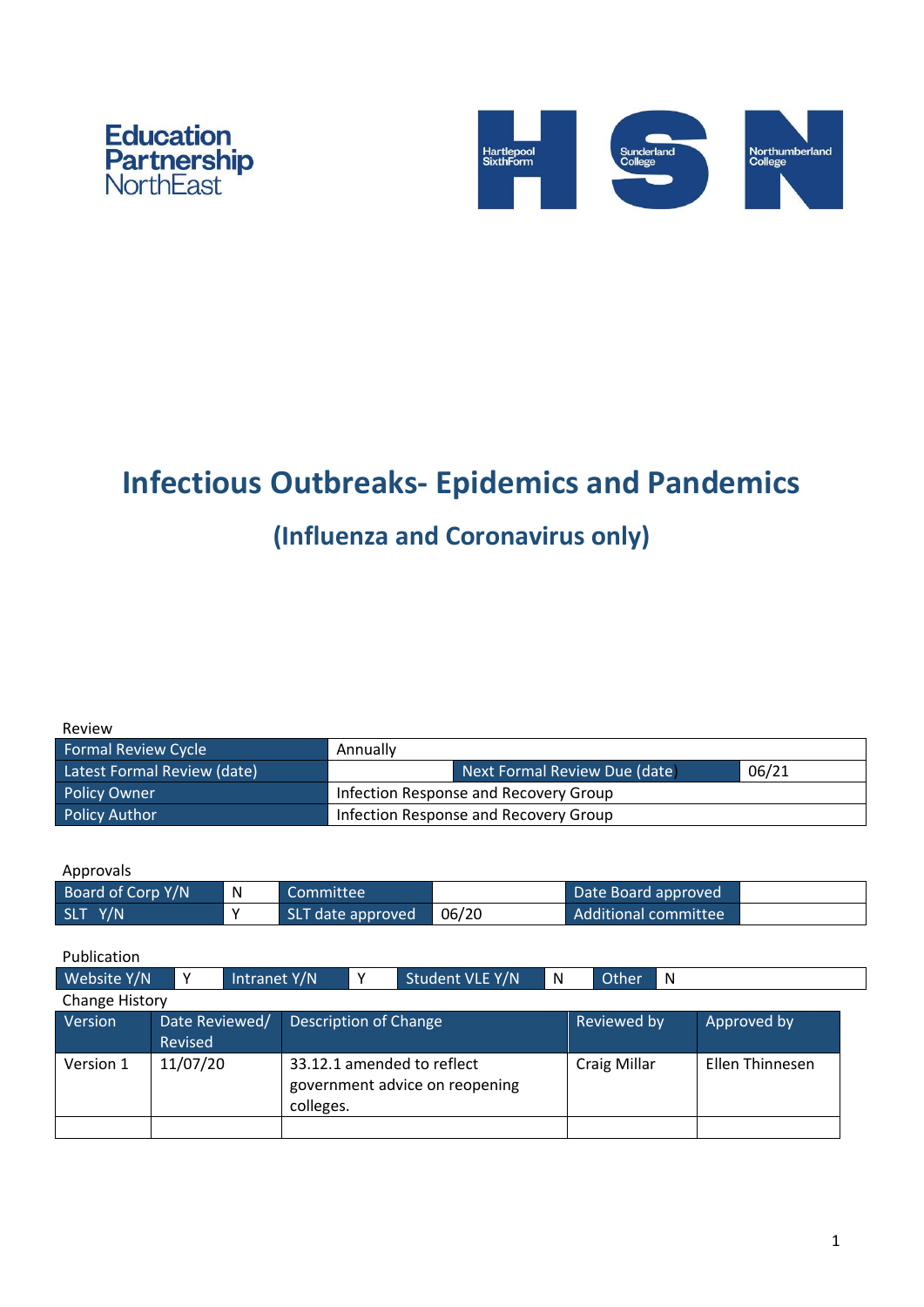Education Partnership NorthEast

Hartlepool SixthForm | Sunderland College | Northumberland College

# Infectious Outbreaks- Epidemics and Pandemics

## (Influenza and Coronavirus only)

Review

| Formal Review Cycle | Annually | | |
|---|---|---|---|
| Latest Formal Review (date) | | Next Formal Review Due (date) | 06/21 |
| Policy Owner | Infection Response and Recovery Group | | |
| Policy Author | Infection Response and Recovery Group | | |

Approvals

| Board of Corp Y/N | N | Committee | | Date Board approved | |
|---|---|---|---|---|---|
| SLT Y/N | Y | SLT date approved | 06/20 | Additional committee | |

Publication

| Website Y/N | Y | Intranet Y/N | Y | Student VLE Y/N | N | Other | N |
|---|---|---|---|---|---|---|---|

Change History

| Version | Date Reviewed/ Revised | Description of Change | Reviewed by | Approved by |
|---|---|---|---|---|
| Version 1 | 11/07/20 | 33.12.1 amended to reflect government advice on reopening colleges. | Craig Millar | Ellen Thinnesen |
| | | | | |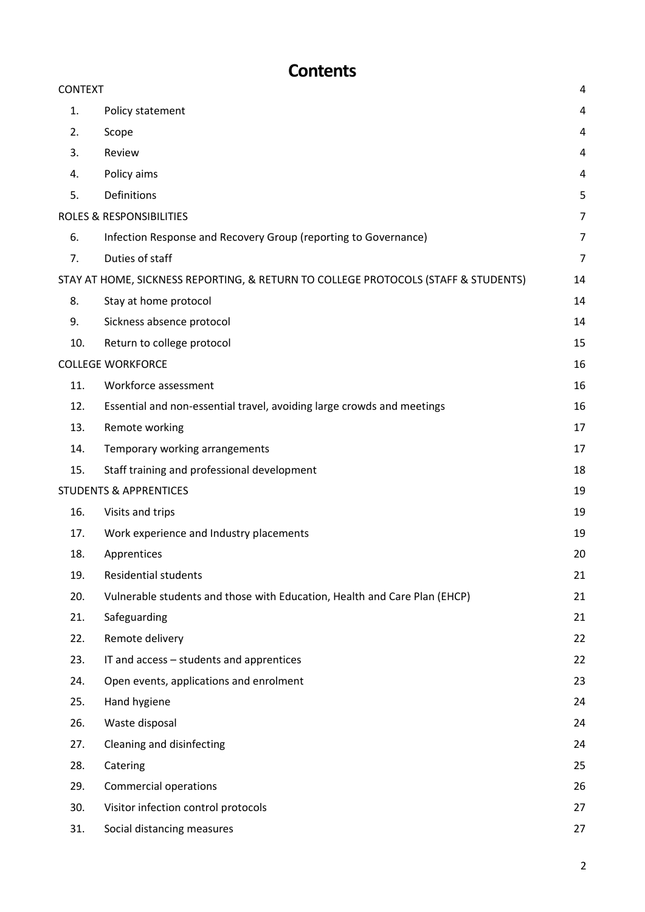# Contents

| | | |
|---|---|---|
| CONTEXT | | 4 |
| 1. | Policy statement | 4 |
| 2. | Scope | 4 |
| 3. | Review | 4 |
| 4. | Policy aims | 4 |
| 5. | Definitions | 5 |
| ROLES & RESPONSIBILITIES | | 7 |
| 6. | Infection Response and Recovery Group (reporting to Governance) | 7 |
| 7. | Duties of staff | 7 |
| STAY AT HOME, SICKNESS REPORTING, & RETURN TO COLLEGE PROTOCOLS (STAFF & STUDENTS) | | 14 |
| 8. | Stay at home protocol | 14 |
| 9. | Sickness absence protocol | 14 |
| 10. | Return to college protocol | 15 |
| COLLEGE WORKFORCE | | 16 |
| 11. | Workforce assessment | 16 |
| 12. | Essential and non-essential travel, avoiding large crowds and meetings | 16 |
| 13. | Remote working | 17 |
| 14. | Temporary working arrangements | 17 |
| 15. | Staff training and professional development | 18 |
| STUDENTS & APPRENTICES | | 19 |
| 16. | Visits and trips | 19 |
| 17. | Work experience and Industry placements | 19 |
| 18. | Apprentices | 20 |
| 19. | Residential students | 21 |
| 20. | Vulnerable students and those with Education, Health and Care Plan (EHCP) | 21 |
| 21. | Safeguarding | 21 |
| 22. | Remote delivery | 22 |
| 23. | IT and access – students and apprentices | 22 |
| 24. | Open events, applications and enrolment | 23 |
| 25. | Hand hygiene | 24 |
| 26. | Waste disposal | 24 |
| 27. | Cleaning and disinfecting | 24 |
| 28. | Catering | 25 |
| 29. | Commercial operations | 26 |
| 30. | Visitor infection control protocols | 27 |
| 31. | Social distancing measures | 27 |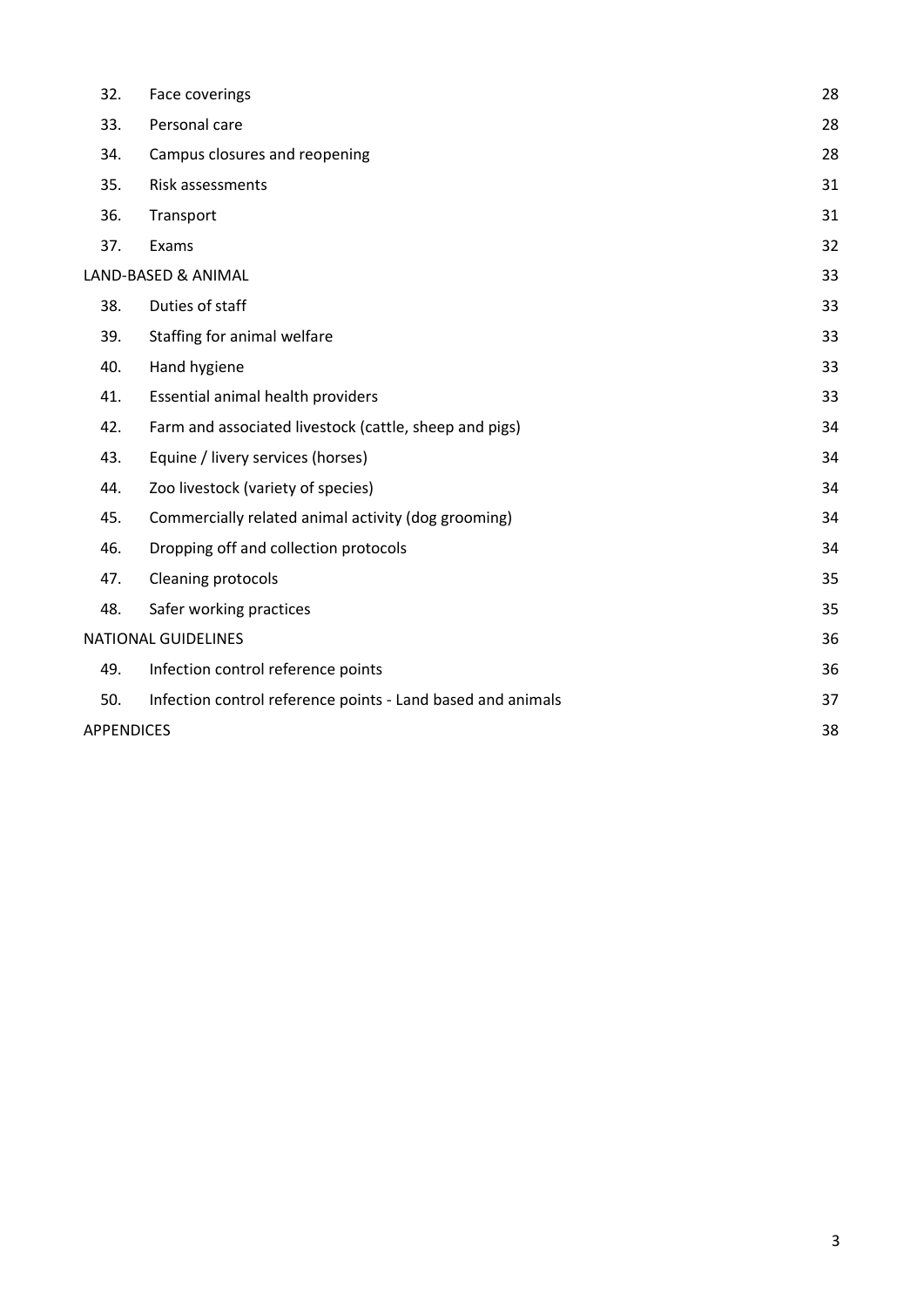| | | |
|---|---|---|
| 32. | Face coverings | 28 |
| 33. | Personal care | 28 |
| 34. | Campus closures and reopening | 28 |
| 35. | Risk assessments | 31 |
| 36. | Transport | 31 |
| 37. | Exams | 32 |
| LAND-BASED & ANIMAL | | 33 |
| 38. | Duties of staff | 33 |
| 39. | Staffing for animal welfare | 33 |
| 40. | Hand hygiene | 33 |
| 41. | Essential animal health providers | 33 |
| 42. | Farm and associated livestock (cattle, sheep and pigs) | 34 |
| 43. | Equine / livery services (horses) | 34 |
| 44. | Zoo livestock (variety of species) | 34 |
| 45. | Commercially related animal activity (dog grooming) | 34 |
| 46. | Dropping off and collection protocols | 34 |
| 47. | Cleaning protocols | 35 |
| 48. | Safer working practices | 35 |
| NATIONAL GUIDELINES | | 36 |
| 49. | Infection control reference points | 36 |
| 50. | Infection control reference points - Land based and animals | 37 |
| APPENDICES | | 38 |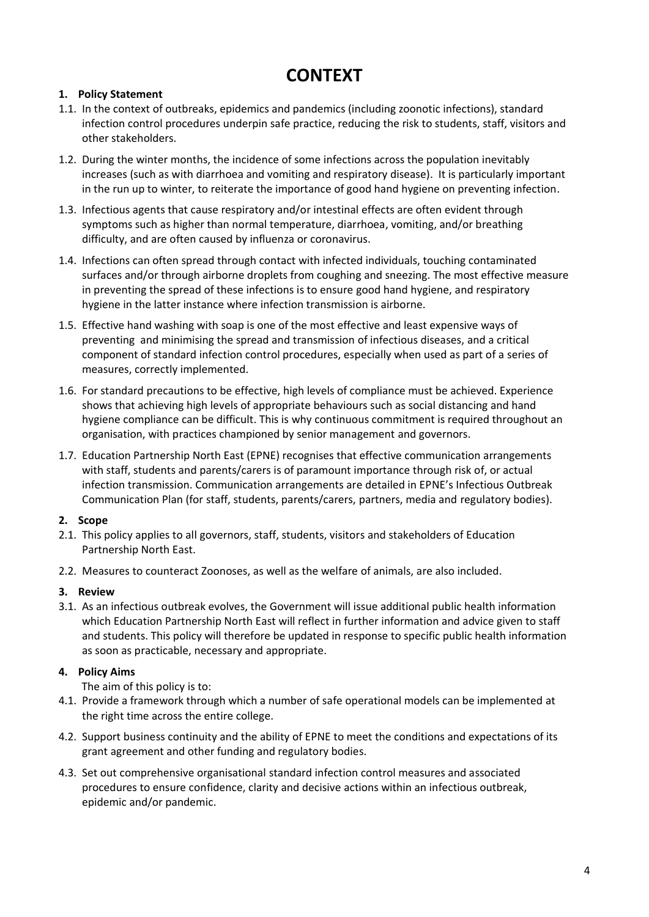# CONTEXT

## 1. Policy Statement

1.1. In the context of outbreaks, epidemics and pandemics (including zoonotic infections), standard infection control procedures underpin safe practice, reducing the risk to students, staff, visitors and other stakeholders.

1.2. During the winter months, the incidence of some infections across the population inevitably increases (such as with diarrhoea and vomiting and respiratory disease). It is particularly important in the run up to winter, to reiterate the importance of good hand hygiene on preventing infection.

1.3. Infectious agents that cause respiratory and/or intestinal effects are often evident through symptoms such as higher than normal temperature, diarrhoea, vomiting, and/or breathing difficulty, and are often caused by influenza or coronavirus.

1.4. Infections can often spread through contact with infected individuals, touching contaminated surfaces and/or through airborne droplets from coughing and sneezing. The most effective measure in preventing the spread of these infections is to ensure good hand hygiene, and respiratory hygiene in the latter instance where infection transmission is airborne.

1.5. Effective hand washing with soap is one of the most effective and least expensive ways of preventing and minimising the spread and transmission of infectious diseases, and a critical component of standard infection control procedures, especially when used as part of a series of measures, correctly implemented.

1.6. For standard precautions to be effective, high levels of compliance must be achieved. Experience shows that achieving high levels of appropriate behaviours such as social distancing and hand hygiene compliance can be difficult. This is why continuous commitment is required throughout an organisation, with practices championed by senior management and governors.

1.7. Education Partnership North East (EPNE) recognises that effective communication arrangements with staff, students and parents/carers is of paramount importance through risk of, or actual infection transmission. Communication arrangements are detailed in EPNE's Infectious Outbreak Communication Plan (for staff, students, parents/carers, partners, media and regulatory bodies).

## 2. Scope

2.1. This policy applies to all governors, staff, students, visitors and stakeholders of Education Partnership North East.

2.2. Measures to counteract Zoonoses, as well as the welfare of animals, are also included.

## 3. Review

3.1. As an infectious outbreak evolves, the Government will issue additional public health information which Education Partnership North East will reflect in further information and advice given to staff and students. This policy will therefore be updated in response to specific public health information as soon as practicable, necessary and appropriate.

## 4. Policy Aims

The aim of this policy is to:

4.1. Provide a framework through which a number of safe operational models can be implemented at the right time across the entire college.

4.2. Support business continuity and the ability of EPNE to meet the conditions and expectations of its grant agreement and other funding and regulatory bodies.

4.3. Set out comprehensive organisational standard infection control measures and associated procedures to ensure confidence, clarity and decisive actions within an infectious outbreak, epidemic and/or pandemic.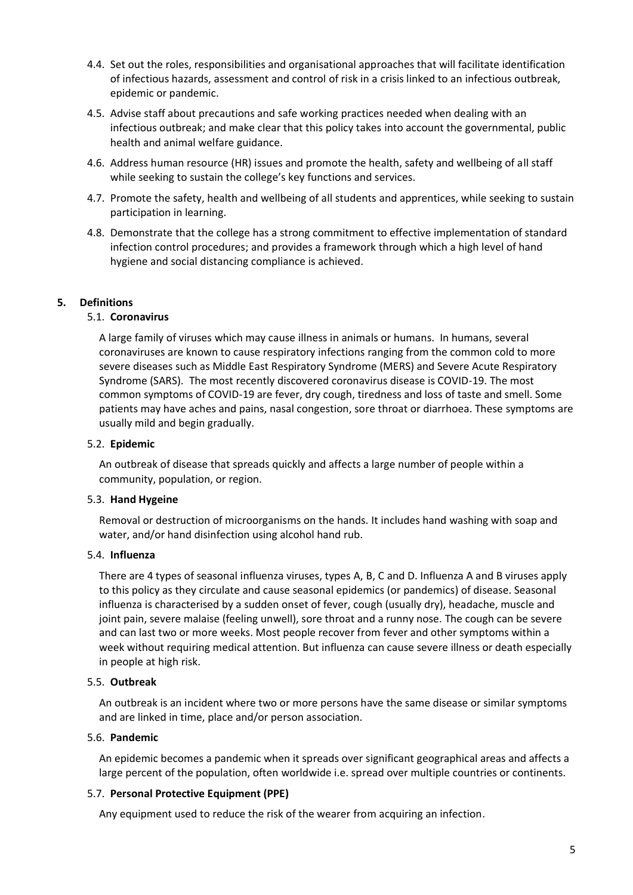4.4. Set out the roles, responsibilities and organisational approaches that will facilitate identification of infectious hazards, assessment and control of risk in a crisis linked to an infectious outbreak, epidemic or pandemic.

4.5. Advise staff about precautions and safe working practices needed when dealing with an infectious outbreak; and make clear that this policy takes into account the governmental, public health and animal welfare guidance.

4.6. Address human resource (HR) issues and promote the health, safety and wellbeing of all staff while seeking to sustain the college's key functions and services.

4.7. Promote the safety, health and wellbeing of all students and apprentices, while seeking to sustain participation in learning.

4.8. Demonstrate that the college has a strong commitment to effective implementation of standard infection control procedures; and provides a framework through which a high level of hand hygiene and social distancing compliance is achieved.

## 5. Definitions

### 5.1. Coronavirus

A large family of viruses which may cause illness in animals or humans. In humans, several coronaviruses are known to cause respiratory infections ranging from the common cold to more severe diseases such as Middle East Respiratory Syndrome (MERS) and Severe Acute Respiratory Syndrome (SARS). The most recently discovered coronavirus disease is COVID-19. The most common symptoms of COVID-19 are fever, dry cough, tiredness and loss of taste and smell. Some patients may have aches and pains, nasal congestion, sore throat or diarrhoea. These symptoms are usually mild and begin gradually.

### 5.2. Epidemic

An outbreak of disease that spreads quickly and affects a large number of people within a community, population, or region.

### 5.3. Hand Hygeine

Removal or destruction of microorganisms on the hands. It includes hand washing with soap and water, and/or hand disinfection using alcohol hand rub.

### 5.4. Influenza

There are 4 types of seasonal influenza viruses, types A, B, C and D. Influenza A and B viruses apply to this policy as they circulate and cause seasonal epidemics (or pandemics) of disease. Seasonal influenza is characterised by a sudden onset of fever, cough (usually dry), headache, muscle and joint pain, severe malaise (feeling unwell), sore throat and a runny nose. The cough can be severe and can last two or more weeks. Most people recover from fever and other symptoms within a week without requiring medical attention. But influenza can cause severe illness or death especially in people at high risk.

### 5.5. Outbreak

An outbreak is an incident where two or more persons have the same disease or similar symptoms and are linked in time, place and/or person association.

### 5.6. Pandemic

An epidemic becomes a pandemic when it spreads over significant geographical areas and affects a large percent of the population, often worldwide i.e. spread over multiple countries or continents.

### 5.7. Personal Protective Equipment (PPE)

Any equipment used to reduce the risk of the wearer from acquiring an infection.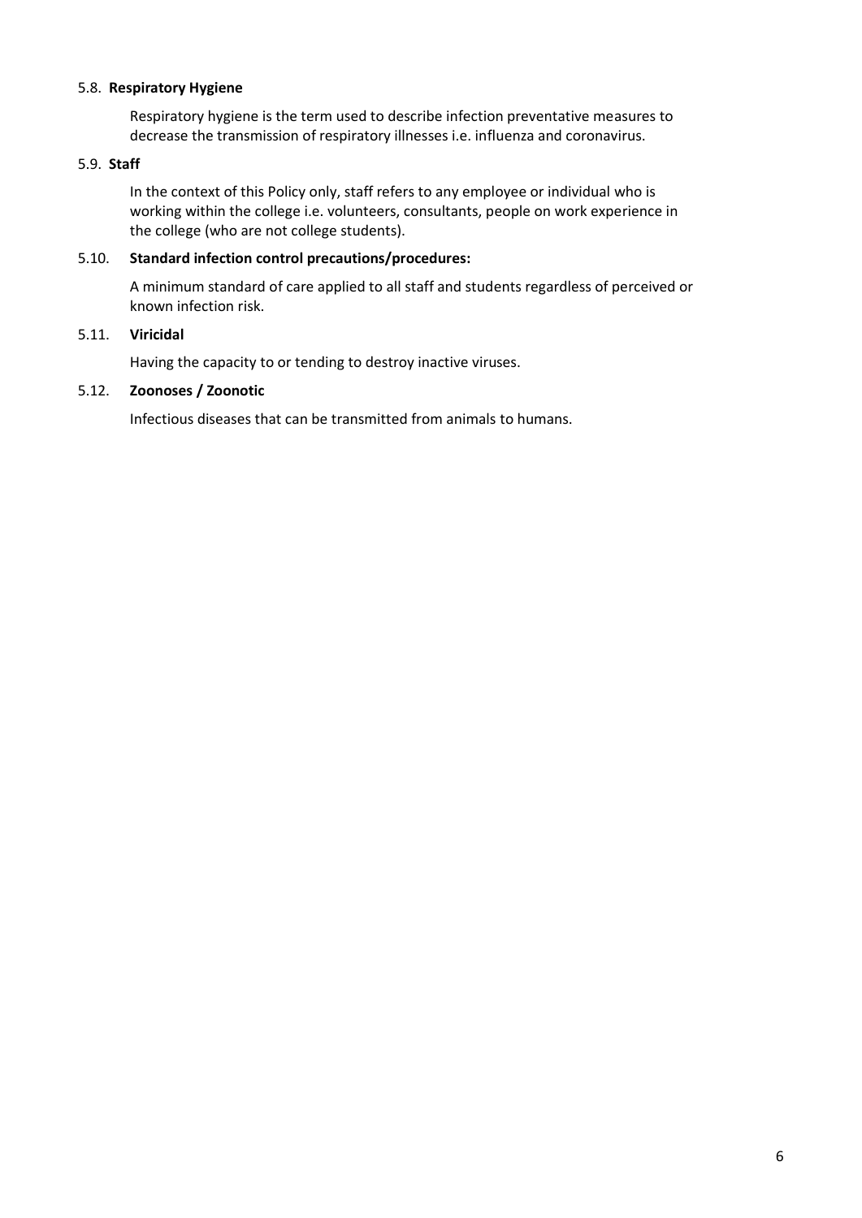5.8. **Respiratory Hygiene**

Respiratory hygiene is the term used to describe infection preventative measures to decrease the transmission of respiratory illnesses i.e. influenza and coronavirus.

5.9. **Staff**

In the context of this Policy only, staff refers to any employee or individual who is working within the college i.e. volunteers, consultants, people on work experience in the college (who are not college students).

5.10. **Standard infection control precautions/procedures:**

A minimum standard of care applied to all staff and students regardless of perceived or known infection risk.

5.11. **Viricidal**

Having the capacity to or tending to destroy inactive viruses.

5.12. **Zoonoses / Zoonotic**

Infectious diseases that can be transmitted from animals to humans.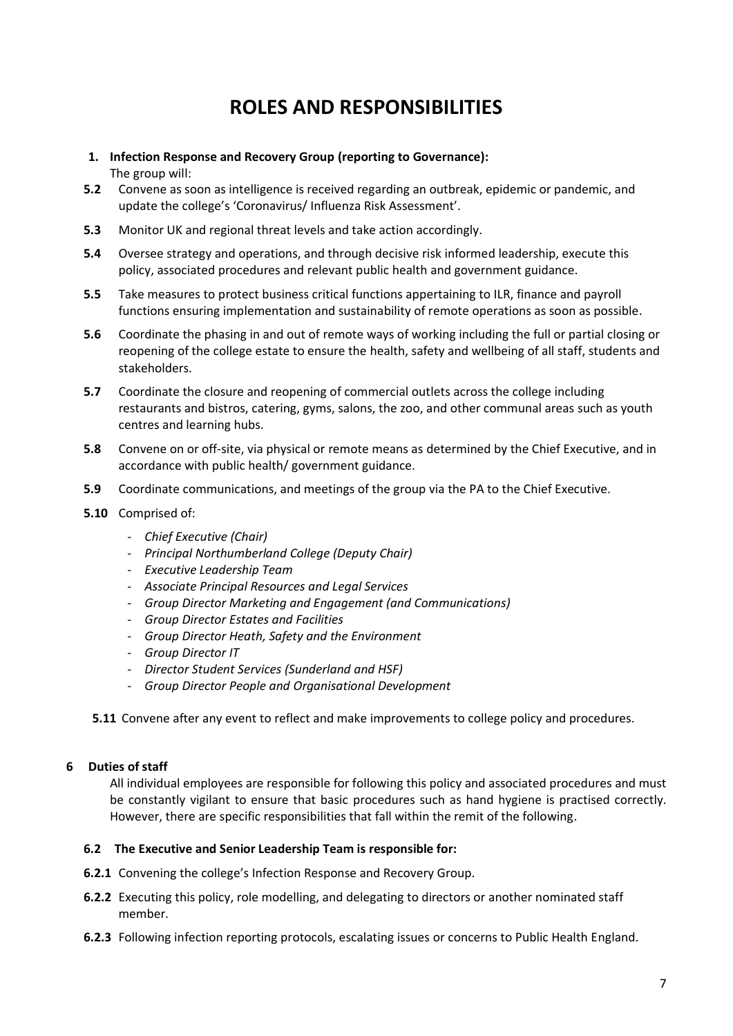# ROLES AND RESPONSIBILITIES

**1. Infection Response and Recovery Group (reporting to Governance):**

The group will:

**5.2** Convene as soon as intelligence is received regarding an outbreak, epidemic or pandemic, and update the college's 'Coronavirus/ Influenza Risk Assessment'.

**5.3** Monitor UK and regional threat levels and take action accordingly.

**5.4** Oversee strategy and operations, and through decisive risk informed leadership, execute this policy, associated procedures and relevant public health and government guidance.

**5.5** Take measures to protect business critical functions appertaining to ILR, finance and payroll functions ensuring implementation and sustainability of remote operations as soon as possible.

**5.6** Coordinate the phasing in and out of remote ways of working including the full or partial closing or reopening of the college estate to ensure the health, safety and wellbeing of all staff, students and stakeholders.

**5.7** Coordinate the closure and reopening of commercial outlets across the college including restaurants and bistros, catering, gyms, salons, the zoo, and other communal areas such as youth centres and learning hubs.

**5.8** Convene on or off-site, via physical or remote means as determined by the Chief Executive, and in accordance with public health/ government guidance.

**5.9** Coordinate communications, and meetings of the group via the PA to the Chief Executive.

**5.10** Comprised of:

- *Chief Executive (Chair)*
- *Principal Northumberland College (Deputy Chair)*
- *Executive Leadership Team*
- *Associate Principal Resources and Legal Services*
- *Group Director Marketing and Engagement (and Communications)*
- *Group Director Estates and Facilities*
- *Group Director Heath, Safety and the Environment*
- *Group Director IT*
- *Director Student Services (Sunderland and HSF)*
- *Group Director People and Organisational Development*

**5.11** Convene after any event to reflect and make improvements to college policy and procedures.

**6 Duties of staff**

All individual employees are responsible for following this policy and associated procedures and must be constantly vigilant to ensure that basic procedures such as hand hygiene is practised correctly. However, there are specific responsibilities that fall within the remit of the following.

**6.2 The Executive and Senior Leadership Team is responsible for:**

**6.2.1** Convening the college's Infection Response and Recovery Group.

**6.2.2** Executing this policy, role modelling, and delegating to directors or another nominated staff member.

**6.2.3** Following infection reporting protocols, escalating issues or concerns to Public Health England.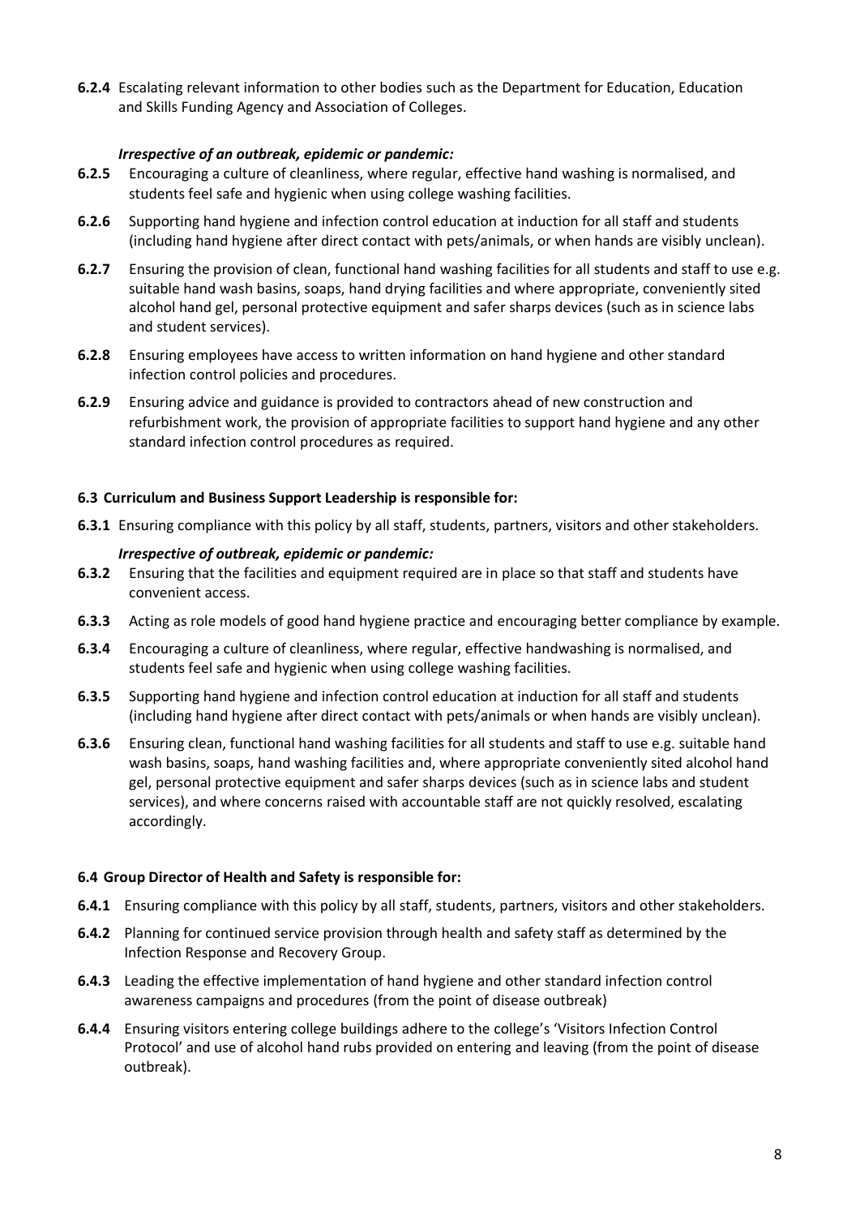**6.2.4** Escalating relevant information to other bodies such as the Department for Education, Education and Skills Funding Agency and Association of Colleges.

***Irrespective of an outbreak, epidemic or pandemic:***

**6.2.5** Encouraging a culture of cleanliness, where regular, effective hand washing is normalised, and students feel safe and hygienic when using college washing facilities.

**6.2.6** Supporting hand hygiene and infection control education at induction for all staff and students (including hand hygiene after direct contact with pets/animals, or when hands are visibly unclean).

**6.2.7** Ensuring the provision of clean, functional hand washing facilities for all students and staff to use e.g. suitable hand wash basins, soaps, hand drying facilities and where appropriate, conveniently sited alcohol hand gel, personal protective equipment and safer sharps devices (such as in science labs and student services).

**6.2.8** Ensuring employees have access to written information on hand hygiene and other standard infection control policies and procedures.

**6.2.9** Ensuring advice and guidance is provided to contractors ahead of new construction and refurbishment work, the provision of appropriate facilities to support hand hygiene and any other standard infection control procedures as required.

**6.3 Curriculum and Business Support Leadership is responsible for:**

**6.3.1** Ensuring compliance with this policy by all staff, students, partners, visitors and other stakeholders.

***Irrespective of outbreak, epidemic or pandemic:***

**6.3.2** Ensuring that the facilities and equipment required are in place so that staff and students have convenient access.

**6.3.3** Acting as role models of good hand hygiene practice and encouraging better compliance by example.

**6.3.4** Encouraging a culture of cleanliness, where regular, effective handwashing is normalised, and students feel safe and hygienic when using college washing facilities.

**6.3.5** Supporting hand hygiene and infection control education at induction for all staff and students (including hand hygiene after direct contact with pets/animals or when hands are visibly unclean).

**6.3.6** Ensuring clean, functional hand washing facilities for all students and staff to use e.g. suitable hand wash basins, soaps, hand washing facilities and, where appropriate conveniently sited alcohol hand gel, personal protective equipment and safer sharps devices (such as in science labs and student services), and where concerns raised with accountable staff are not quickly resolved, escalating accordingly.

**6.4 Group Director of Health and Safety is responsible for:**

**6.4.1** Ensuring compliance with this policy by all staff, students, partners, visitors and other stakeholders.

**6.4.2** Planning for continued service provision through health and safety staff as determined by the Infection Response and Recovery Group.

**6.4.3** Leading the effective implementation of hand hygiene and other standard infection control awareness campaigns and procedures (from the point of disease outbreak)

**6.4.4** Ensuring visitors entering college buildings adhere to the college's 'Visitors Infection Control Protocol' and use of alcohol hand rubs provided on entering and leaving (from the point of disease outbreak).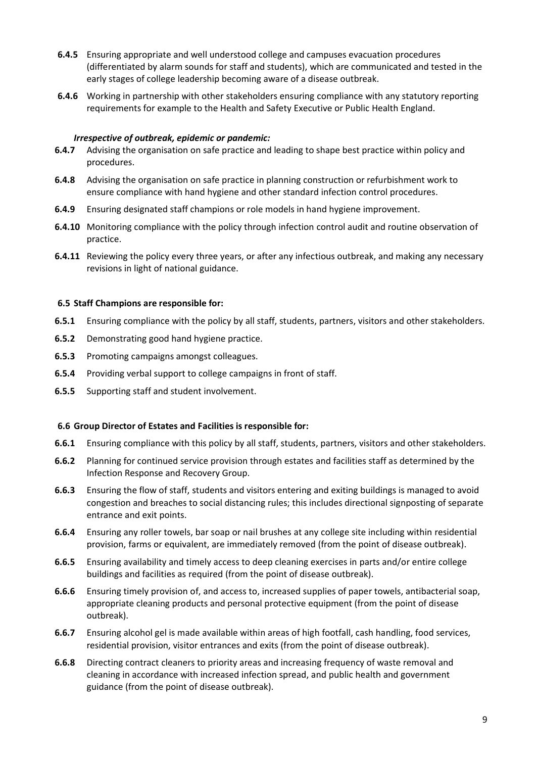**6.4.5** Ensuring appropriate and well understood college and campuses evacuation procedures (differentiated by alarm sounds for staff and students), which are communicated and tested in the early stages of college leadership becoming aware of a disease outbreak.

**6.4.6** Working in partnership with other stakeholders ensuring compliance with any statutory reporting requirements for example to the Health and Safety Executive or Public Health England.

***Irrespective of outbreak, epidemic or pandemic:***

**6.4.7** Advising the organisation on safe practice and leading to shape best practice within policy and procedures.

**6.4.8** Advising the organisation on safe practice in planning construction or refurbishment work to ensure compliance with hand hygiene and other standard infection control procedures.

**6.4.9** Ensuring designated staff champions or role models in hand hygiene improvement.

**6.4.10** Monitoring compliance with the policy through infection control audit and routine observation of practice.

**6.4.11** Reviewing the policy every three years, or after any infectious outbreak, and making any necessary revisions in light of national guidance.

### 6.5 Staff Champions are responsible for:

**6.5.1** Ensuring compliance with the policy by all staff, students, partners, visitors and other stakeholders.

**6.5.2** Demonstrating good hand hygiene practice.

**6.5.3** Promoting campaigns amongst colleagues.

**6.5.4** Providing verbal support to college campaigns in front of staff.

**6.5.5** Supporting staff and student involvement.

### 6.6 Group Director of Estates and Facilities is responsible for:

**6.6.1** Ensuring compliance with this policy by all staff, students, partners, visitors and other stakeholders.

**6.6.2** Planning for continued service provision through estates and facilities staff as determined by the Infection Response and Recovery Group.

**6.6.3** Ensuring the flow of staff, students and visitors entering and exiting buildings is managed to avoid congestion and breaches to social distancing rules; this includes directional signposting of separate entrance and exit points.

**6.6.4** Ensuring any roller towels, bar soap or nail brushes at any college site including within residential provision, farms or equivalent, are immediately removed (from the point of disease outbreak).

**6.6.5** Ensuring availability and timely access to deep cleaning exercises in parts and/or entire college buildings and facilities as required (from the point of disease outbreak).

**6.6.6** Ensuring timely provision of, and access to, increased supplies of paper towels, antibacterial soap, appropriate cleaning products and personal protective equipment (from the point of disease outbreak).

**6.6.7** Ensuring alcohol gel is made available within areas of high footfall, cash handling, food services, residential provision, visitor entrances and exits (from the point of disease outbreak).

**6.6.8** Directing contract cleaners to priority areas and increasing frequency of waste removal and cleaning in accordance with increased infection spread, and public health and government guidance (from the point of disease outbreak).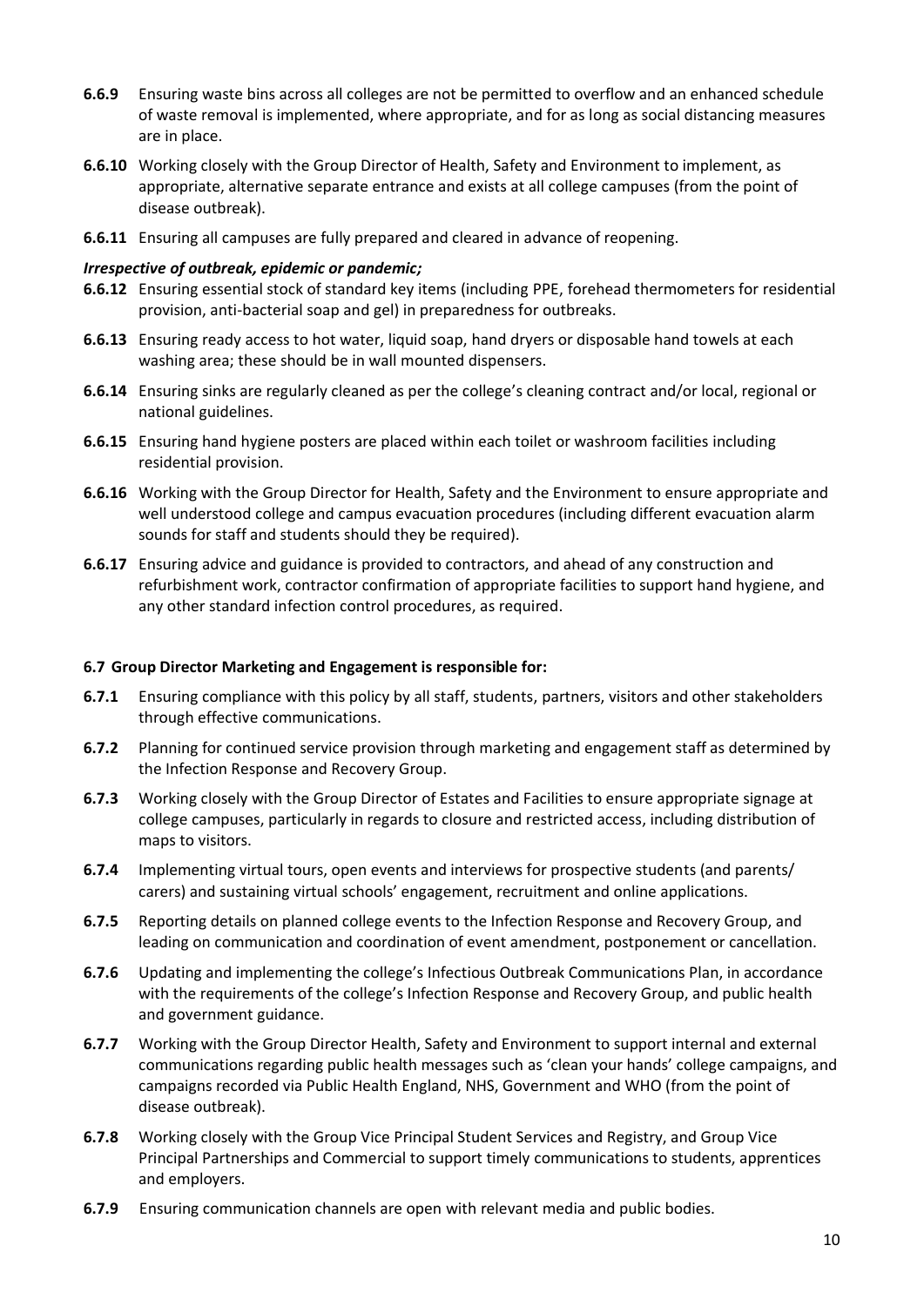**6.6.9** Ensuring waste bins across all colleges are not be permitted to overflow and an enhanced schedule of waste removal is implemented, where appropriate, and for as long as social distancing measures are in place.

**6.6.10** Working closely with the Group Director of Health, Safety and Environment to implement, as appropriate, alternative separate entrance and exists at all college campuses (from the point of disease outbreak).

**6.6.11** Ensuring all campuses are fully prepared and cleared in advance of reopening.

***Irrespective of outbreak, epidemic or pandemic;***

**6.6.12** Ensuring essential stock of standard key items (including PPE, forehead thermometers for residential provision, anti-bacterial soap and gel) in preparedness for outbreaks.

**6.6.13** Ensuring ready access to hot water, liquid soap, hand dryers or disposable hand towels at each washing area; these should be in wall mounted dispensers.

**6.6.14** Ensuring sinks are regularly cleaned as per the college's cleaning contract and/or local, regional or national guidelines.

**6.6.15** Ensuring hand hygiene posters are placed within each toilet or washroom facilities including residential provision.

**6.6.16** Working with the Group Director for Health, Safety and the Environment to ensure appropriate and well understood college and campus evacuation procedures (including different evacuation alarm sounds for staff and students should they be required).

**6.6.17** Ensuring advice and guidance is provided to contractors, and ahead of any construction and refurbishment work, contractor confirmation of appropriate facilities to support hand hygiene, and any other standard infection control procedures, as required.

#### 6.7 Group Director Marketing and Engagement is responsible for:

**6.7.1** Ensuring compliance with this policy by all staff, students, partners, visitors and other stakeholders through effective communications.

**6.7.2** Planning for continued service provision through marketing and engagement staff as determined by the Infection Response and Recovery Group.

**6.7.3** Working closely with the Group Director of Estates and Facilities to ensure appropriate signage at college campuses, particularly in regards to closure and restricted access, including distribution of maps to visitors.

**6.7.4** Implementing virtual tours, open events and interviews for prospective students (and parents/ carers) and sustaining virtual schools' engagement, recruitment and online applications.

**6.7.5** Reporting details on planned college events to the Infection Response and Recovery Group, and leading on communication and coordination of event amendment, postponement or cancellation.

**6.7.6** Updating and implementing the college's Infectious Outbreak Communications Plan, in accordance with the requirements of the college's Infection Response and Recovery Group, and public health and government guidance.

**6.7.7** Working with the Group Director Health, Safety and Environment to support internal and external communications regarding public health messages such as 'clean your hands' college campaigns, and campaigns recorded via Public Health England, NHS, Government and WHO (from the point of disease outbreak).

**6.7.8** Working closely with the Group Vice Principal Student Services and Registry, and Group Vice Principal Partnerships and Commercial to support timely communications to students, apprentices and employers.

**6.7.9** Ensuring communication channels are open with relevant media and public bodies.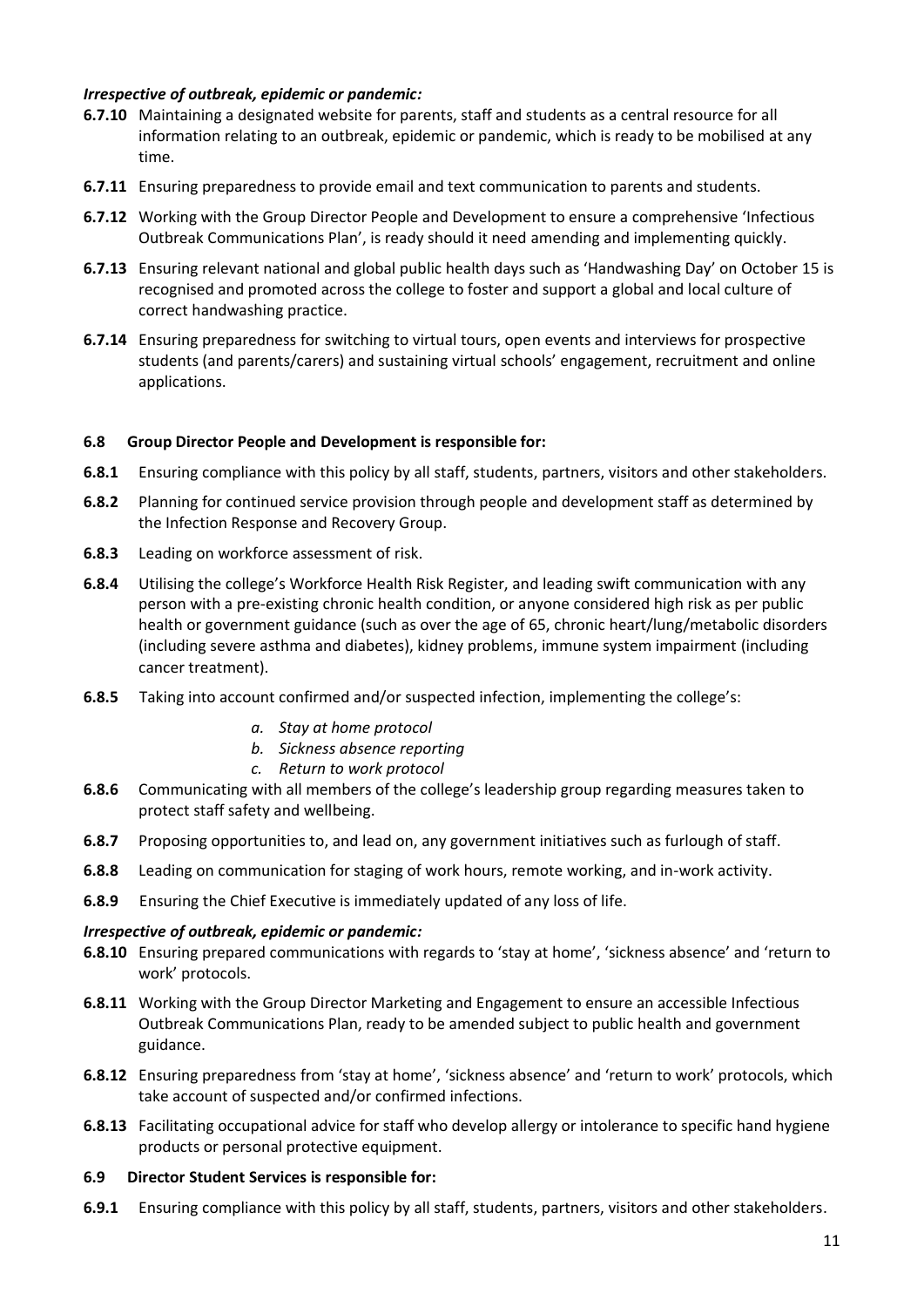***Irrespective of outbreak, epidemic or pandemic:***

**6.7.10** Maintaining a designated website for parents, staff and students as a central resource for all information relating to an outbreak, epidemic or pandemic, which is ready to be mobilised at any time.

**6.7.11** Ensuring preparedness to provide email and text communication to parents and students.

**6.7.12** Working with the Group Director People and Development to ensure a comprehensive 'Infectious Outbreak Communications Plan', is ready should it need amending and implementing quickly.

**6.7.13** Ensuring relevant national and global public health days such as 'Handwashing Day' on October 15 is recognised and promoted across the college to foster and support a global and local culture of correct handwashing practice.

**6.7.14** Ensuring preparedness for switching to virtual tours, open events and interviews for prospective students (and parents/carers) and sustaining virtual schools' engagement, recruitment and online applications.

**6.8 Group Director People and Development is responsible for:**

**6.8.1** Ensuring compliance with this policy by all staff, students, partners, visitors and other stakeholders.

**6.8.2** Planning for continued service provision through people and development staff as determined by the Infection Response and Recovery Group.

**6.8.3** Leading on workforce assessment of risk.

**6.8.4** Utilising the college's Workforce Health Risk Register, and leading swift communication with any person with a pre-existing chronic health condition, or anyone considered high risk as per public health or government guidance (such as over the age of 65, chronic heart/lung/metabolic disorders (including severe asthma and diabetes), kidney problems, immune system impairment (including cancer treatment).

**6.8.5** Taking into account confirmed and/or suspected infection, implementing the college's:

a. *Stay at home protocol*
b. *Sickness absence reporting*
c. *Return to work protocol*

**6.8.6** Communicating with all members of the college's leadership group regarding measures taken to protect staff safety and wellbeing.

**6.8.7** Proposing opportunities to, and lead on, any government initiatives such as furlough of staff.

**6.8.8** Leading on communication for staging of work hours, remote working, and in-work activity.

**6.8.9** Ensuring the Chief Executive is immediately updated of any loss of life.

***Irrespective of outbreak, epidemic or pandemic:***

**6.8.10** Ensuring prepared communications with regards to 'stay at home', 'sickness absence' and 'return to work' protocols.

**6.8.11** Working with the Group Director Marketing and Engagement to ensure an accessible Infectious Outbreak Communications Plan, ready to be amended subject to public health and government guidance.

**6.8.12** Ensuring preparedness from 'stay at home', 'sickness absence' and 'return to work' protocols, which take account of suspected and/or confirmed infections.

**6.8.13** Facilitating occupational advice for staff who develop allergy or intolerance to specific hand hygiene products or personal protective equipment.

**6.9 Director Student Services is responsible for:**

**6.9.1** Ensuring compliance with this policy by all staff, students, partners, visitors and other stakeholders.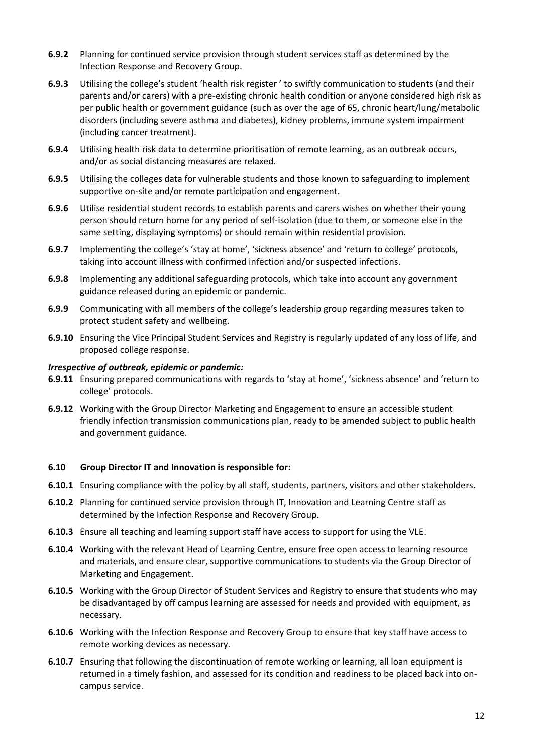**6.9.2** Planning for continued service provision through student services staff as determined by the Infection Response and Recovery Group.

**6.9.3** Utilising the college's student 'health risk register ' to swiftly communication to students (and their parents and/or carers) with a pre-existing chronic health condition or anyone considered high risk as per public health or government guidance (such as over the age of 65, chronic heart/lung/metabolic disorders (including severe asthma and diabetes), kidney problems, immune system impairment (including cancer treatment).

**6.9.4** Utilising health risk data to determine prioritisation of remote learning, as an outbreak occurs, and/or as social distancing measures are relaxed.

**6.9.5** Utilising the colleges data for vulnerable students and those known to safeguarding to implement supportive on-site and/or remote participation and engagement.

**6.9.6** Utilise residential student records to establish parents and carers wishes on whether their young person should return home for any period of self-isolation (due to them, or someone else in the same setting, displaying symptoms) or should remain within residential provision.

**6.9.7** Implementing the college's 'stay at home', 'sickness absence' and 'return to college' protocols, taking into account illness with confirmed infection and/or suspected infections.

**6.9.8** Implementing any additional safeguarding protocols, which take into account any government guidance released during an epidemic or pandemic.

**6.9.9** Communicating with all members of the college's leadership group regarding measures taken to protect student safety and wellbeing.

**6.9.10** Ensuring the Vice Principal Student Services and Registry is regularly updated of any loss of life, and proposed college response.

***Irrespective of outbreak, epidemic or pandemic:***

**6.9.11** Ensuring prepared communications with regards to 'stay at home', 'sickness absence' and 'return to college' protocols.

**6.9.12** Working with the Group Director Marketing and Engagement to ensure an accessible student friendly infection transmission communications plan, ready to be amended subject to public health and government guidance.

**6.10 Group Director IT and Innovation is responsible for:**

**6.10.1** Ensuring compliance with the policy by all staff, students, partners, visitors and other stakeholders.

**6.10.2** Planning for continued service provision through IT, Innovation and Learning Centre staff as determined by the Infection Response and Recovery Group.

**6.10.3** Ensure all teaching and learning support staff have access to support for using the VLE.

**6.10.4** Working with the relevant Head of Learning Centre, ensure free open access to learning resource and materials, and ensure clear, supportive communications to students via the Group Director of Marketing and Engagement.

**6.10.5** Working with the Group Director of Student Services and Registry to ensure that students who may be disadvantaged by off campus learning are assessed for needs and provided with equipment, as necessary.

**6.10.6** Working with the Infection Response and Recovery Group to ensure that key staff have access to remote working devices as necessary.

**6.10.7** Ensuring that following the discontinuation of remote working or learning, all loan equipment is returned in a timely fashion, and assessed for its condition and readiness to be placed back into on-campus service.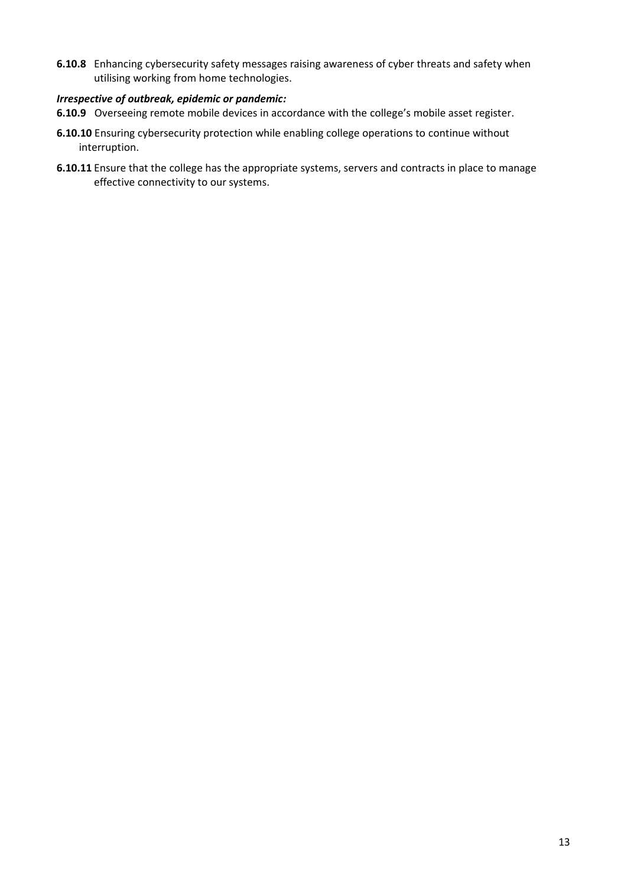**6.10.8** Enhancing cybersecurity safety messages raising awareness of cyber threats and safety when utilising working from home technologies.

***Irrespective of outbreak, epidemic or pandemic:***

**6.10.9** Overseeing remote mobile devices in accordance with the college's mobile asset register.

**6.10.10** Ensuring cybersecurity protection while enabling college operations to continue without interruption.

**6.10.11** Ensure that the college has the appropriate systems, servers and contracts in place to manage effective connectivity to our systems.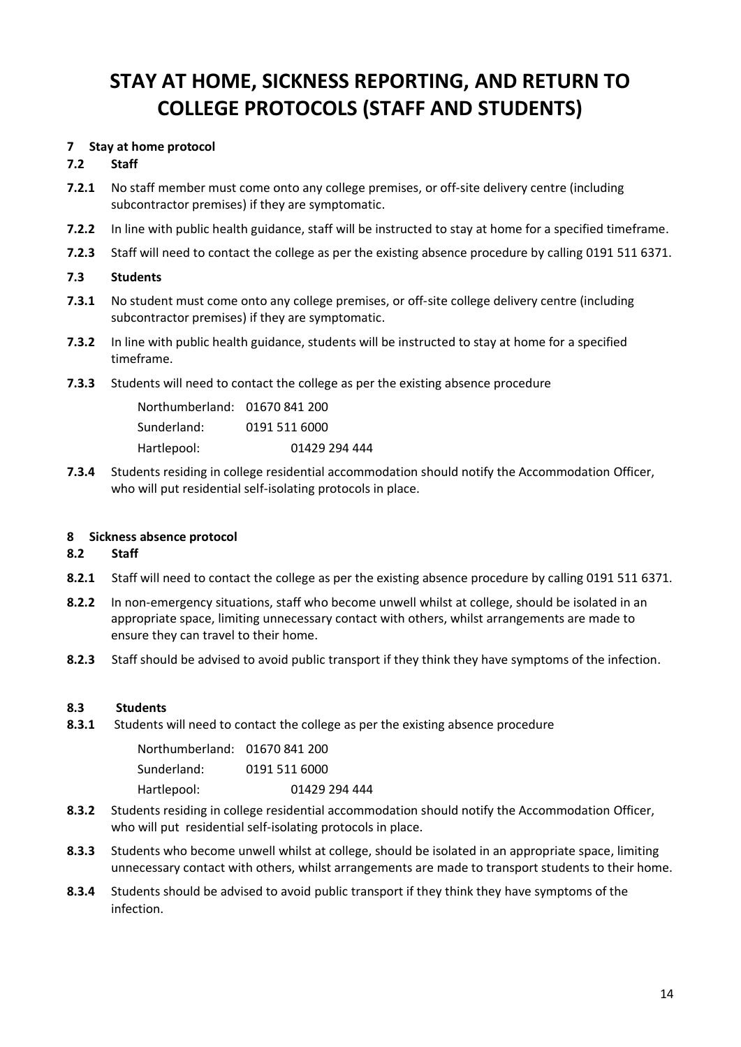# STAY AT HOME, SICKNESS REPORTING, AND RETURN TO COLLEGE PROTOCOLS (STAFF AND STUDENTS)

## 7 Stay at home protocol

### 7.2 Staff

**7.2.1** No staff member must come onto any college premises, or off-site delivery centre (including subcontractor premises) if they are symptomatic.

**7.2.2** In line with public health guidance, staff will be instructed to stay at home for a specified timeframe.

**7.2.3** Staff will need to contact the college as per the existing absence procedure by calling 0191 511 6371.

### 7.3 Students

**7.3.1** No student must come onto any college premises, or off-site college delivery centre (including subcontractor premises) if they are symptomatic.

**7.3.2** In line with public health guidance, students will be instructed to stay at home for a specified timeframe.

**7.3.3** Students will need to contact the college as per the existing absence procedure

Northumberland: 01670 841 200
Sunderland: 0191 511 6000
Hartlepool: 01429 294 444

**7.3.4** Students residing in college residential accommodation should notify the Accommodation Officer, who will put residential self-isolating protocols in place.

## 8 Sickness absence protocol

### 8.2 Staff

**8.2.1** Staff will need to contact the college as per the existing absence procedure by calling 0191 511 6371.

**8.2.2** In non-emergency situations, staff who become unwell whilst at college, should be isolated in an appropriate space, limiting unnecessary contact with others, whilst arrangements are made to ensure they can travel to their home.

**8.2.3** Staff should be advised to avoid public transport if they think they have symptoms of the infection.

### 8.3 Students

**8.3.1** Students will need to contact the college as per the existing absence procedure

Northumberland: 01670 841 200
Sunderland: 0191 511 6000
Hartlepool: 01429 294 444

**8.3.2** Students residing in college residential accommodation should notify the Accommodation Officer, who will put residential self-isolating protocols in place.

**8.3.3** Students who become unwell whilst at college, should be isolated in an appropriate space, limiting unnecessary contact with others, whilst arrangements are made to transport students to their home.

**8.3.4** Students should be advised to avoid public transport if they think they have symptoms of the infection.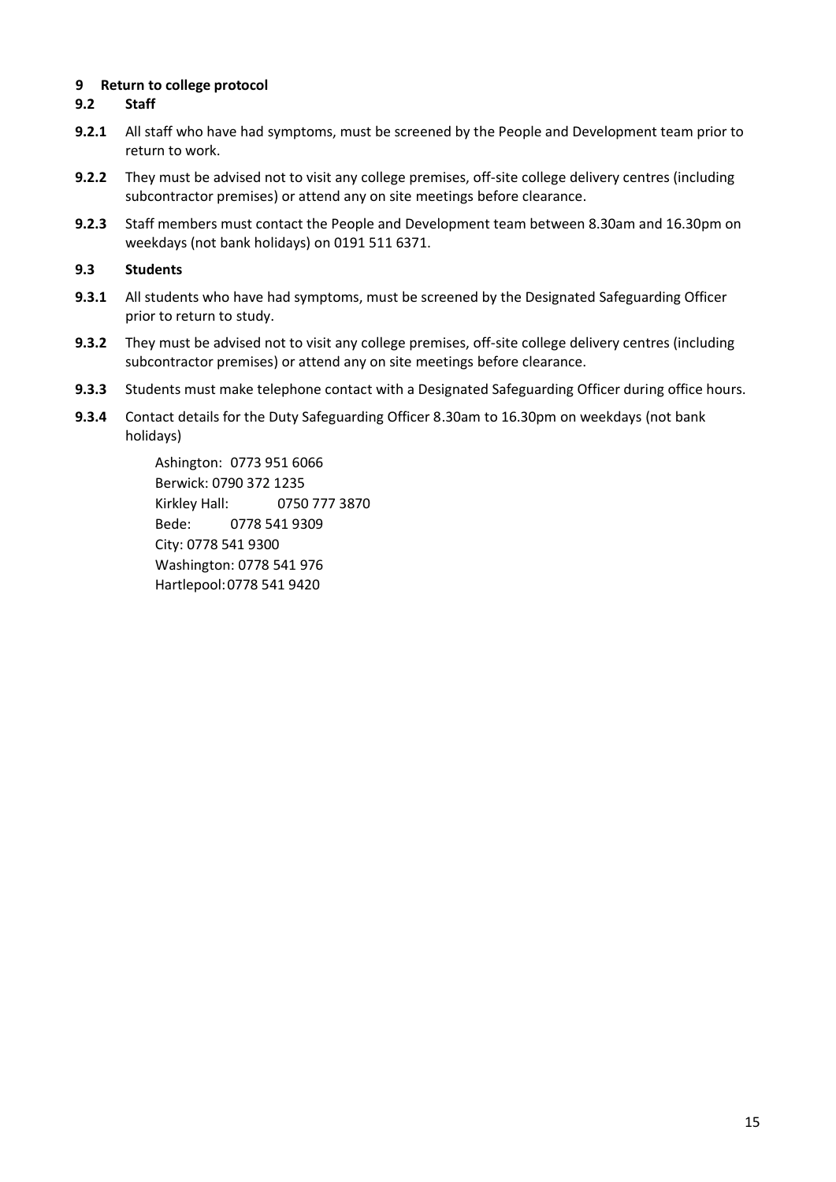## 9 Return to college protocol

### 9.2 Staff

**9.2.1** All staff who have had symptoms, must be screened by the People and Development team prior to return to work.

**9.2.2** They must be advised not to visit any college premises, off-site college delivery centres (including subcontractor premises) or attend any on site meetings before clearance.

**9.2.3** Staff members must contact the People and Development team between 8.30am and 16.30pm on weekdays (not bank holidays) on 0191 511 6371.

### 9.3 Students

**9.3.1** All students who have had symptoms, must be screened by the Designated Safeguarding Officer prior to return to study.

**9.3.2** They must be advised not to visit any college premises, off-site college delivery centres (including subcontractor premises) or attend any on site meetings before clearance.

**9.3.3** Students must make telephone contact with a Designated Safeguarding Officer during office hours.

**9.3.4** Contact details for the Duty Safeguarding Officer 8.30am to 16.30pm on weekdays (not bank holidays)

Ashington: 0773 951 6066
Berwick: 0790 372 1235
Kirkley Hall: 0750 777 3870
Bede: 0778 541 9309
City: 0778 541 9300
Washington: 0778 541 976
Hartlepool: 0778 541 9420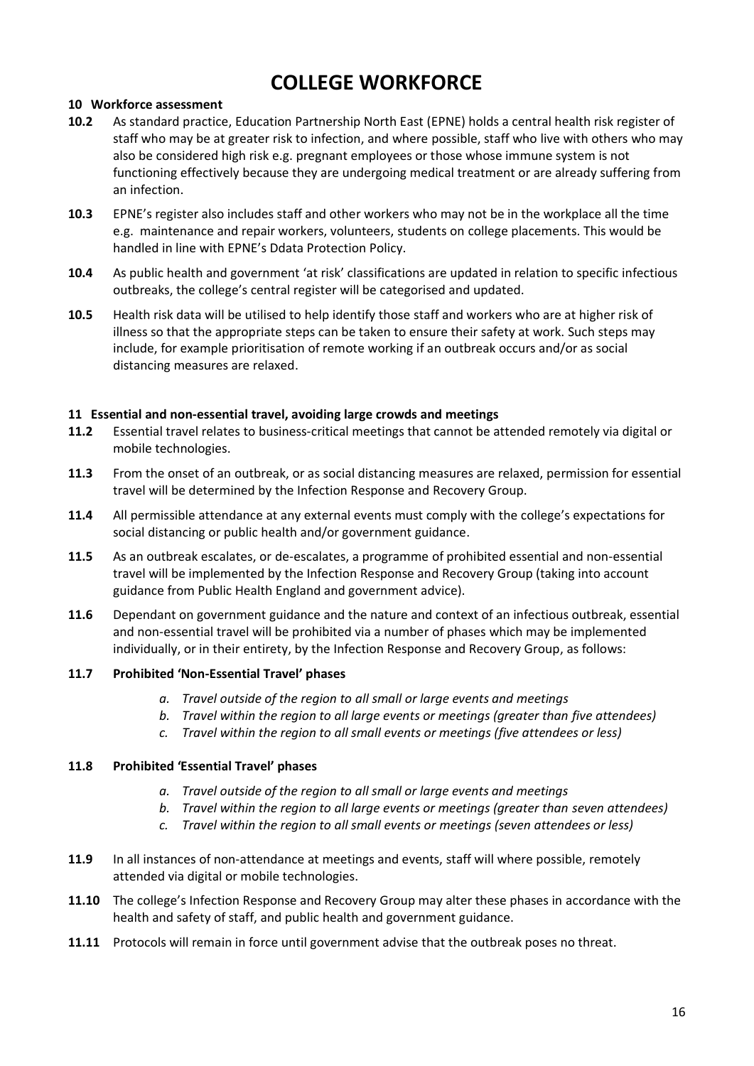# COLLEGE WORKFORCE

**10 Workforce assessment**

**10.2** As standard practice, Education Partnership North East (EPNE) holds a central health risk register of staff who may be at greater risk to infection, and where possible, staff who live with others who may also be considered high risk e.g. pregnant employees or those whose immune system is not functioning effectively because they are undergoing medical treatment or are already suffering from an infection.

**10.3** EPNE's register also includes staff and other workers who may not be in the workplace all the time e.g. maintenance and repair workers, volunteers, students on college placements. This would be handled in line with EPNE's Ddata Protection Policy.

**10.4** As public health and government 'at risk' classifications are updated in relation to specific infectious outbreaks, the college's central register will be categorised and updated.

**10.5** Health risk data will be utilised to help identify those staff and workers who are at higher risk of illness so that the appropriate steps can be taken to ensure their safety at work. Such steps may include, for example prioritisation of remote working if an outbreak occurs and/or as social distancing measures are relaxed.

**11 Essential and non-essential travel, avoiding large crowds and meetings**

**11.2** Essential travel relates to business-critical meetings that cannot be attended remotely via digital or mobile technologies.

**11.3** From the onset of an outbreak, or as social distancing measures are relaxed, permission for essential travel will be determined by the Infection Response and Recovery Group.

**11.4** All permissible attendance at any external events must comply with the college's expectations for social distancing or public health and/or government guidance.

**11.5** As an outbreak escalates, or de-escalates, a programme of prohibited essential and non-essential travel will be implemented by the Infection Response and Recovery Group (taking into account guidance from Public Health England and government advice).

**11.6** Dependant on government guidance and the nature and context of an infectious outbreak, essential and non-essential travel will be prohibited via a number of phases which may be implemented individually, or in their entirety, by the Infection Response and Recovery Group, as follows:

**11.7 Prohibited 'Non-Essential Travel' phases**

*a. Travel outside of the region to all small or large events and meetings*
*b. Travel within the region to all large events or meetings (greater than five attendees)*
*c. Travel within the region to all small events or meetings (five attendees or less)*

**11.8 Prohibited 'Essential Travel' phases**

*a. Travel outside of the region to all small or large events and meetings*
*b. Travel within the region to all large events or meetings (greater than seven attendees)*
*c. Travel within the region to all small events or meetings (seven attendees or less)*

**11.9** In all instances of non-attendance at meetings and events, staff will where possible, remotely attended via digital or mobile technologies.

**11.10** The college's Infection Response and Recovery Group may alter these phases in accordance with the health and safety of staff, and public health and government guidance.

**11.11** Protocols will remain in force until government advise that the outbreak poses no threat.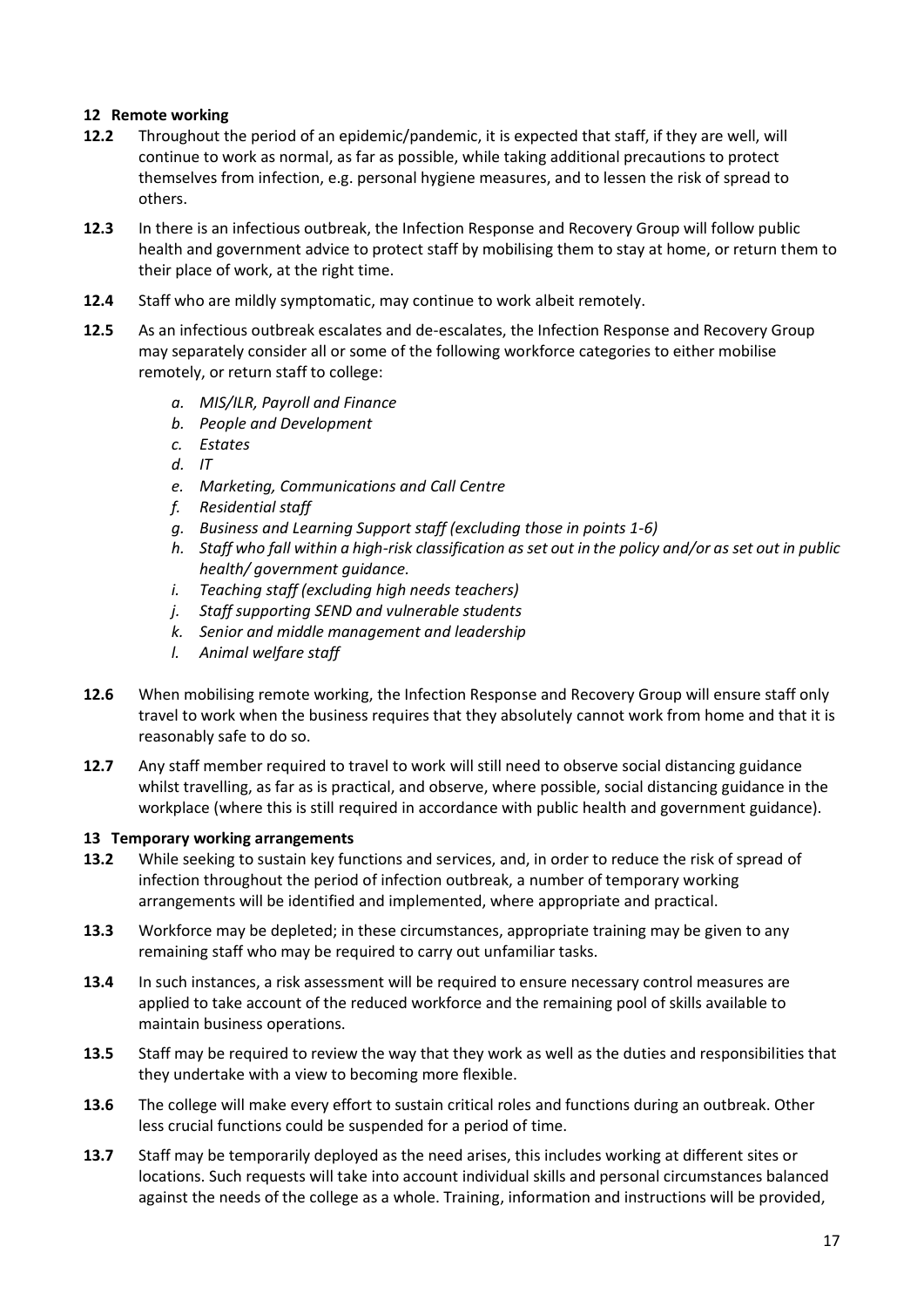## 12 Remote working

**12.2** Throughout the period of an epidemic/pandemic, it is expected that staff, if they are well, will continue to work as normal, as far as possible, while taking additional precautions to protect themselves from infection, e.g. personal hygiene measures, and to lessen the risk of spread to others.

**12.3** In there is an infectious outbreak, the Infection Response and Recovery Group will follow public health and government advice to protect staff by mobilising them to stay at home, or return them to their place of work, at the right time.

**12.4** Staff who are mildly symptomatic, may continue to work albeit remotely.

**12.5** As an infectious outbreak escalates and de-escalates, the Infection Response and Recovery Group may separately consider all or some of the following workforce categories to either mobilise remotely, or return staff to college:

- *a. MIS/ILR, Payroll and Finance*
- *b. People and Development*
- *c. Estates*
- *d. IT*
- *e. Marketing, Communications and Call Centre*
- *f. Residential staff*
- *g. Business and Learning Support staff (excluding those in points 1-6)*
- *h. Staff who fall within a high-risk classification as set out in the policy and/or as set out in public health/ government guidance.*
- *i. Teaching staff (excluding high needs teachers)*
- *j. Staff supporting SEND and vulnerable students*
- *k. Senior and middle management and leadership*
- *l. Animal welfare staff*

**12.6** When mobilising remote working, the Infection Response and Recovery Group will ensure staff only travel to work when the business requires that they absolutely cannot work from home and that it is reasonably safe to do so.

**12.7** Any staff member required to travel to work will still need to observe social distancing guidance whilst travelling, as far as is practical, and observe, where possible, social distancing guidance in the workplace (where this is still required in accordance with public health and government guidance).

## 13 Temporary working arrangements

**13.2** While seeking to sustain key functions and services, and, in order to reduce the risk of spread of infection throughout the period of infection outbreak, a number of temporary working arrangements will be identified and implemented, where appropriate and practical.

**13.3** Workforce may be depleted; in these circumstances, appropriate training may be given to any remaining staff who may be required to carry out unfamiliar tasks.

**13.4** In such instances, a risk assessment will be required to ensure necessary control measures are applied to take account of the reduced workforce and the remaining pool of skills available to maintain business operations.

**13.5** Staff may be required to review the way that they work as well as the duties and responsibilities that they undertake with a view to becoming more flexible.

**13.6** The college will make every effort to sustain critical roles and functions during an outbreak. Other less crucial functions could be suspended for a period of time.

**13.7** Staff may be temporarily deployed as the need arises, this includes working at different sites or locations. Such requests will take into account individual skills and personal circumstances balanced against the needs of the college as a whole. Training, information and instructions will be provided,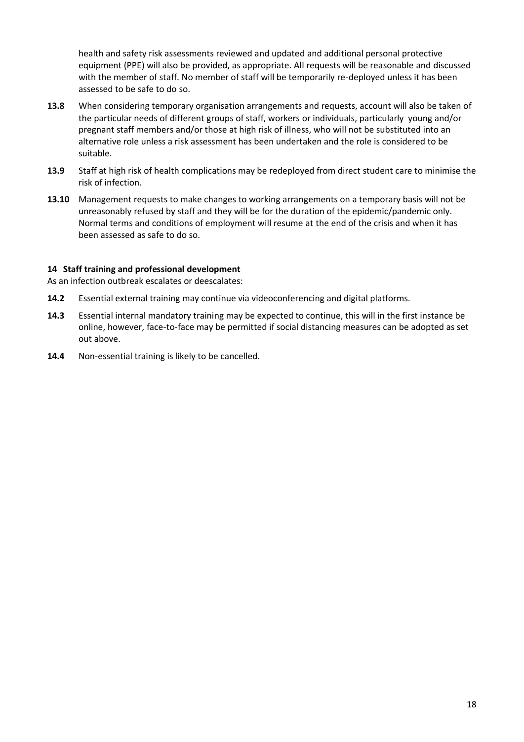health and safety risk assessments reviewed and updated and additional personal protective equipment (PPE) will also be provided, as appropriate. All requests will be reasonable and discussed with the member of staff. No member of staff will be temporarily re-deployed unless it has been assessed to be safe to do so.

**13.8** When considering temporary organisation arrangements and requests, account will also be taken of the particular needs of different groups of staff, workers or individuals, particularly young and/or pregnant staff members and/or those at high risk of illness, who will not be substituted into an alternative role unless a risk assessment has been undertaken and the role is considered to be suitable.

**13.9** Staff at high risk of health complications may be redeployed from direct student care to minimise the risk of infection.

**13.10** Management requests to make changes to working arrangements on a temporary basis will not be unreasonably refused by staff and they will be for the duration of the epidemic/pandemic only. Normal terms and conditions of employment will resume at the end of the crisis and when it has been assessed as safe to do so.

## 14 Staff training and professional development

As an infection outbreak escalates or deescalates:

**14.2** Essential external training may continue via videoconferencing and digital platforms.

**14.3** Essential internal mandatory training may be expected to continue, this will in the first instance be online, however, face-to-face may be permitted if social distancing measures can be adopted as set out above.

**14.4** Non-essential training is likely to be cancelled.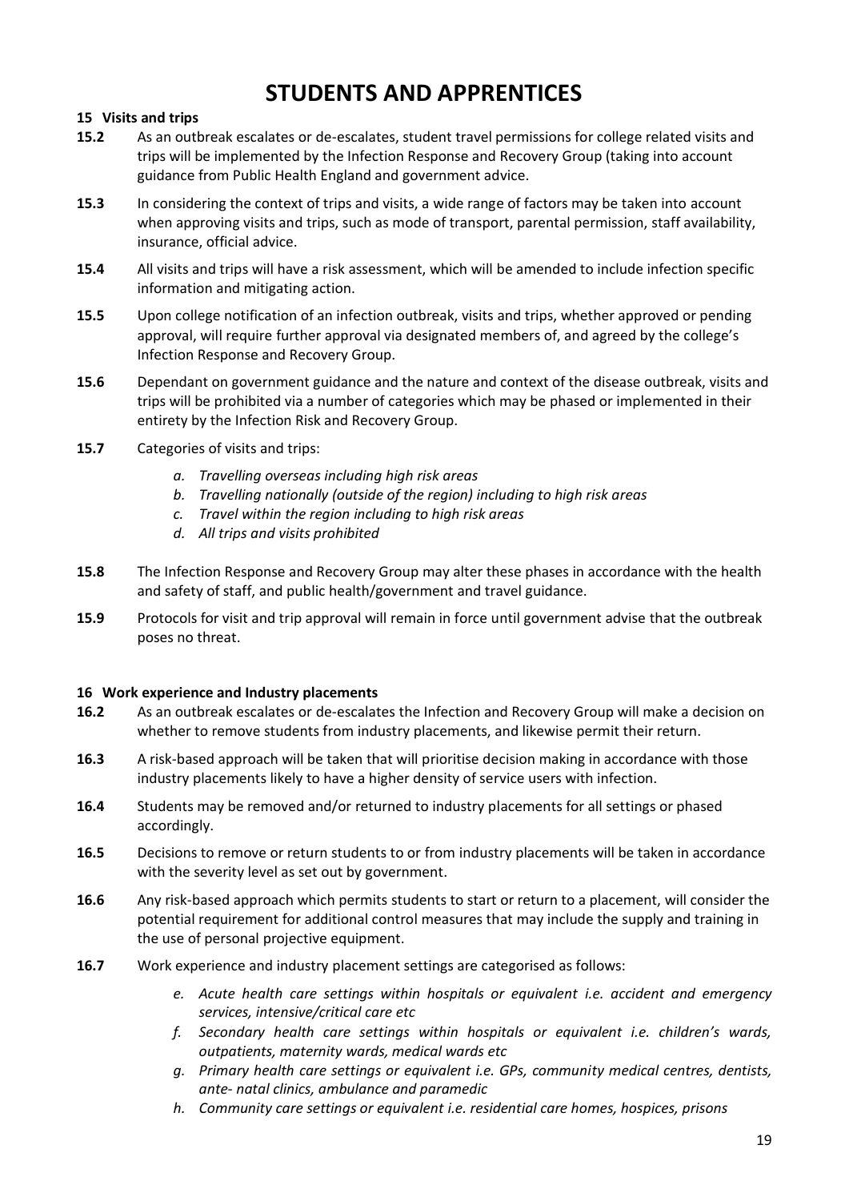# STUDENTS AND APPRENTICES

## 15 Visits and trips

**15.2** As an outbreak escalates or de-escalates, student travel permissions for college related visits and trips will be implemented by the Infection Response and Recovery Group (taking into account guidance from Public Health England and government advice.

**15.3** In considering the context of trips and visits, a wide range of factors may be taken into account when approving visits and trips, such as mode of transport, parental permission, staff availability, insurance, official advice.

**15.4** All visits and trips will have a risk assessment, which will be amended to include infection specific information and mitigating action.

**15.5** Upon college notification of an infection outbreak, visits and trips, whether approved or pending approval, will require further approval via designated members of, and agreed by the college's Infection Response and Recovery Group.

**15.6** Dependant on government guidance and the nature and context of the disease outbreak, visits and trips will be prohibited via a number of categories which may be phased or implemented in their entirety by the Infection Risk and Recovery Group.

**15.7** Categories of visits and trips:

- *a. Travelling overseas including high risk areas*
- *b. Travelling nationally (outside of the region) including to high risk areas*
- *c. Travel within the region including to high risk areas*
- *d. All trips and visits prohibited*

**15.8** The Infection Response and Recovery Group may alter these phases in accordance with the health and safety of staff, and public health/government and travel guidance.

**15.9** Protocols for visit and trip approval will remain in force until government advise that the outbreak poses no threat.

## 16 Work experience and Industry placements

**16.2** As an outbreak escalates or de-escalates the Infection and Recovery Group will make a decision on whether to remove students from industry placements, and likewise permit their return.

**16.3** A risk-based approach will be taken that will prioritise decision making in accordance with those industry placements likely to have a higher density of service users with infection.

**16.4** Students may be removed and/or returned to industry placements for all settings or phased accordingly.

**16.5** Decisions to remove or return students to or from industry placements will be taken in accordance with the severity level as set out by government.

**16.6** Any risk-based approach which permits students to start or return to a placement, will consider the potential requirement for additional control measures that may include the supply and training in the use of personal projective equipment.

**16.7** Work experience and industry placement settings are categorised as follows:

- *e. Acute health care settings within hospitals or equivalent i.e. accident and emergency services, intensive/critical care etc*
- *f. Secondary health care settings within hospitals or equivalent i.e. children's wards, outpatients, maternity wards, medical wards etc*
- *g. Primary health care settings or equivalent i.e. GPs, community medical centres, dentists, ante- natal clinics, ambulance and paramedic*
- *h. Community care settings or equivalent i.e. residential care homes, hospices, prisons*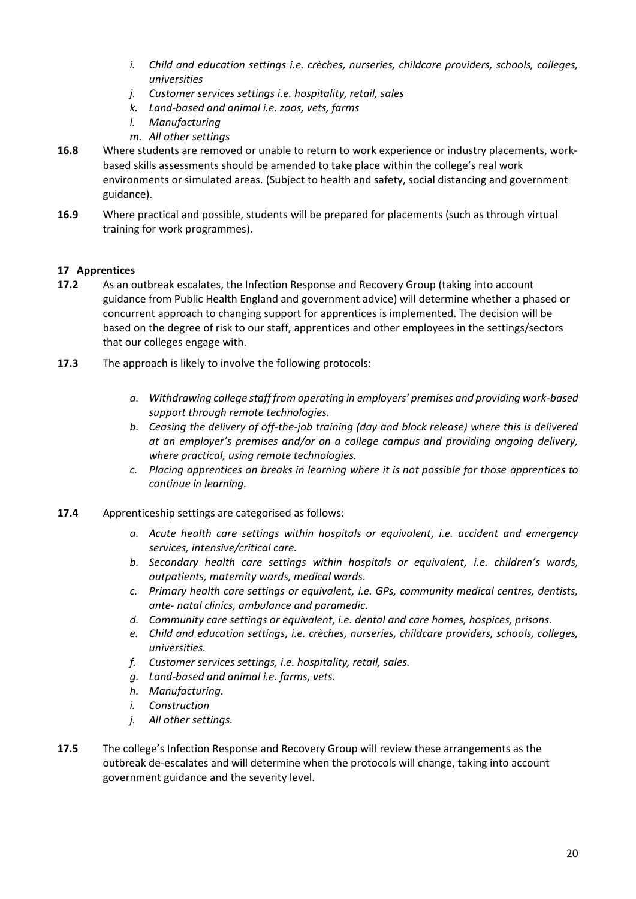- *i. Child and education settings i.e. crèches, nurseries, childcare providers, schools, colleges, universities*
- *j. Customer services settings i.e. hospitality, retail, sales*
- *k. Land-based and animal i.e. zoos, vets, farms*
- *l. Manufacturing*
- *m. All other settings*

**16.8** Where students are removed or unable to return to work experience or industry placements, work-based skills assessments should be amended to take place within the college's real work environments or simulated areas. (Subject to health and safety, social distancing and government guidance).

**16.9** Where practical and possible, students will be prepared for placements (such as through virtual training for work programmes).

## 17 Apprentices

**17.2** As an outbreak escalates, the Infection Response and Recovery Group (taking into account guidance from Public Health England and government advice) will determine whether a phased or concurrent approach to changing support for apprentices is implemented. The decision will be based on the degree of risk to our staff, apprentices and other employees in the settings/sectors that our colleges engage with.

**17.3** The approach is likely to involve the following protocols:

- *a. Withdrawing college staff from operating in employers' premises and providing work-based support through remote technologies.*
- *b. Ceasing the delivery of off-the-job training (day and block release) where this is delivered at an employer's premises and/or on a college campus and providing ongoing delivery, where practical, using remote technologies.*
- *c. Placing apprentices on breaks in learning where it is not possible for those apprentices to continue in learning.*

**17.4** Apprenticeship settings are categorised as follows:

- *a. Acute health care settings within hospitals or equivalent, i.e. accident and emergency services, intensive/critical care.*
- *b. Secondary health care settings within hospitals or equivalent, i.e. children's wards, outpatients, maternity wards, medical wards.*
- *c. Primary health care settings or equivalent, i.e. GPs, community medical centres, dentists, ante- natal clinics, ambulance and paramedic.*
- *d. Community care settings or equivalent, i.e. dental and care homes, hospices, prisons.*
- *e. Child and education settings, i.e. crèches, nurseries, childcare providers, schools, colleges, universities.*
- *f. Customer services settings, i.e. hospitality, retail, sales.*
- *g. Land-based and animal i.e. farms, vets.*
- *h. Manufacturing.*
- *i. Construction*
- *j. All other settings.*

**17.5** The college's Infection Response and Recovery Group will review these arrangements as the outbreak de-escalates and will determine when the protocols will change, taking into account government guidance and the severity level.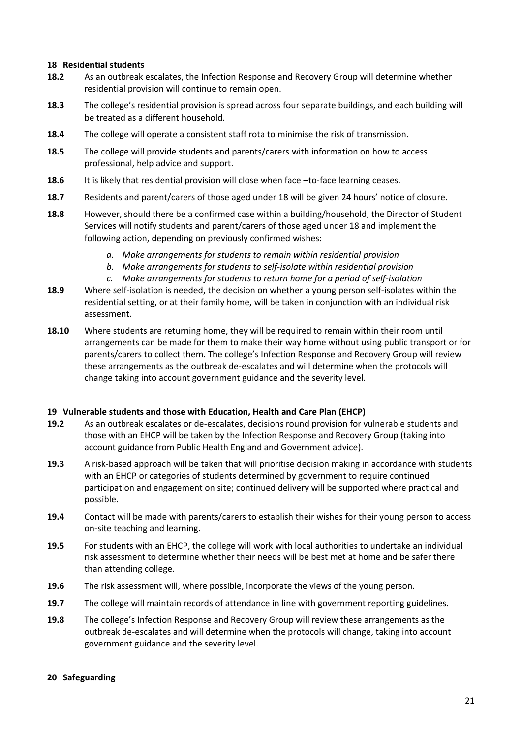## 18 Residential students

**18.2** As an outbreak escalates, the Infection Response and Recovery Group will determine whether residential provision will continue to remain open.

**18.3** The college's residential provision is spread across four separate buildings, and each building will be treated as a different household.

**18.4** The college will operate a consistent staff rota to minimise the risk of transmission.

**18.5** The college will provide students and parents/carers with information on how to access professional, help advice and support.

**18.6** It is likely that residential provision will close when face –to-face learning ceases.

**18.7** Residents and parent/carers of those aged under 18 will be given 24 hours' notice of closure.

**18.8** However, should there be a confirmed case within a building/household, the Director of Student Services will notify students and parent/carers of those aged under 18 and implement the following action, depending on previously confirmed wishes:

*a. Make arrangements for students to remain within residential provision*
*b. Make arrangements for students to self-isolate within residential provision*
*c. Make arrangements for students to return home for a period of self-isolation*

**18.9** Where self-isolation is needed, the decision on whether a young person self-isolates within the residential setting, or at their family home, will be taken in conjunction with an individual risk assessment.

**18.10** Where students are returning home, they will be required to remain within their room until arrangements can be made for them to make their way home without using public transport or for parents/carers to collect them. The college's Infection Response and Recovery Group will review these arrangements as the outbreak de-escalates and will determine when the protocols will change taking into account government guidance and the severity level.

## 19 Vulnerable students and those with Education, Health and Care Plan (EHCP)

**19.2** As an outbreak escalates or de-escalates, decisions round provision for vulnerable students and those with an EHCP will be taken by the Infection Response and Recovery Group (taking into account guidance from Public Health England and Government advice).

**19.3** A risk-based approach will be taken that will prioritise decision making in accordance with students with an EHCP or categories of students determined by government to require continued participation and engagement on site; continued delivery will be supported where practical and possible.

**19.4** Contact will be made with parents/carers to establish their wishes for their young person to access on-site teaching and learning.

**19.5** For students with an EHCP, the college will work with local authorities to undertake an individual risk assessment to determine whether their needs will be best met at home and be safer there than attending college.

**19.6** The risk assessment will, where possible, incorporate the views of the young person.

**19.7** The college will maintain records of attendance in line with government reporting guidelines.

**19.8** The college's Infection Response and Recovery Group will review these arrangements as the outbreak de-escalates and will determine when the protocols will change, taking into account government guidance and the severity level.

## 20 Safeguarding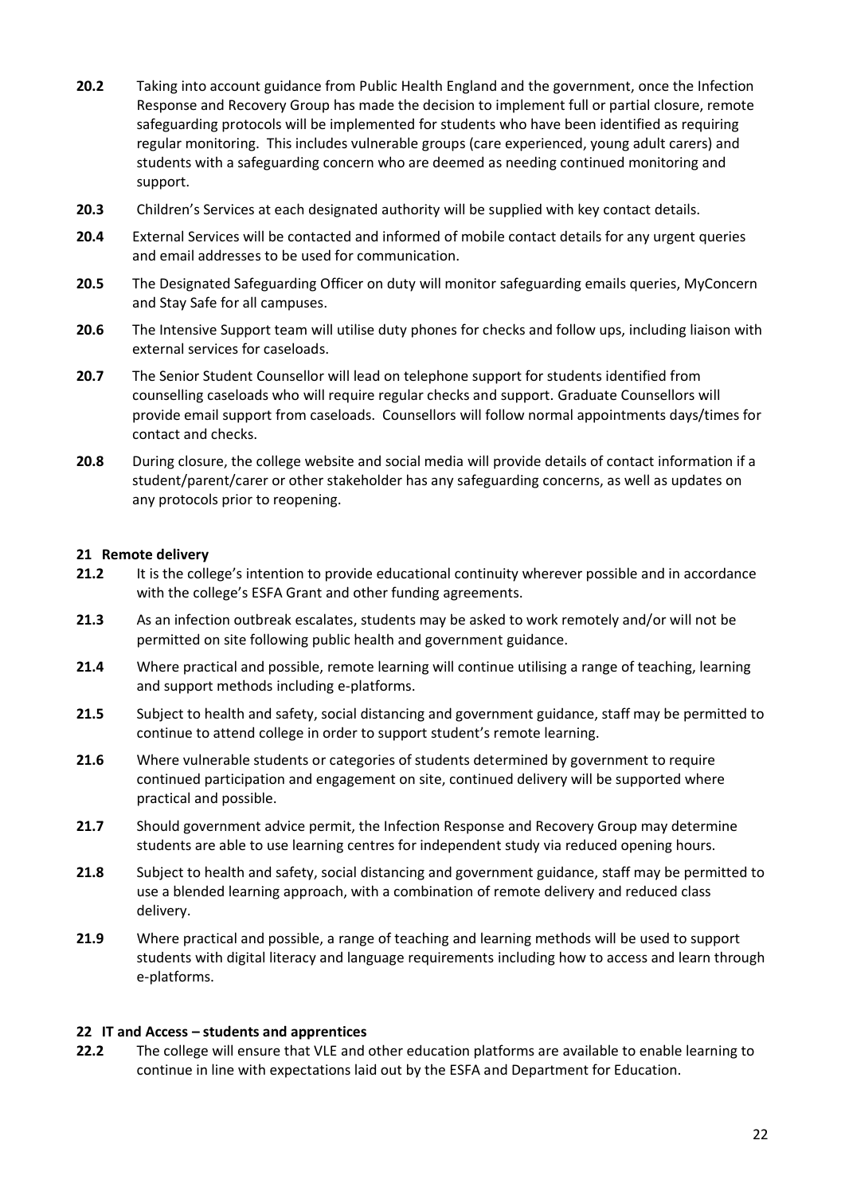**20.2** Taking into account guidance from Public Health England and the government, once the Infection Response and Recovery Group has made the decision to implement full or partial closure, remote safeguarding protocols will be implemented for students who have been identified as requiring regular monitoring. This includes vulnerable groups (care experienced, young adult carers) and students with a safeguarding concern who are deemed as needing continued monitoring and support.

**20.3** Children's Services at each designated authority will be supplied with key contact details.

**20.4** External Services will be contacted and informed of mobile contact details for any urgent queries and email addresses to be used for communication.

**20.5** The Designated Safeguarding Officer on duty will monitor safeguarding emails queries, MyConcern and Stay Safe for all campuses.

**20.6** The Intensive Support team will utilise duty phones for checks and follow ups, including liaison with external services for caseloads.

**20.7** The Senior Student Counsellor will lead on telephone support for students identified from counselling caseloads who will require regular checks and support. Graduate Counsellors will provide email support from caseloads. Counsellors will follow normal appointments days/times for contact and checks.

**20.8** During closure, the college website and social media will provide details of contact information if a student/parent/carer or other stakeholder has any safeguarding concerns, as well as updates on any protocols prior to reopening.

## 21 Remote delivery

**21.2** It is the college's intention to provide educational continuity wherever possible and in accordance with the college's ESFA Grant and other funding agreements.

**21.3** As an infection outbreak escalates, students may be asked to work remotely and/or will not be permitted on site following public health and government guidance.

**21.4** Where practical and possible, remote learning will continue utilising a range of teaching, learning and support methods including e-platforms.

**21.5** Subject to health and safety, social distancing and government guidance, staff may be permitted to continue to attend college in order to support student's remote learning.

**21.6** Where vulnerable students or categories of students determined by government to require continued participation and engagement on site, continued delivery will be supported where practical and possible.

**21.7** Should government advice permit, the Infection Response and Recovery Group may determine students are able to use learning centres for independent study via reduced opening hours.

**21.8** Subject to health and safety, social distancing and government guidance, staff may be permitted to use a blended learning approach, with a combination of remote delivery and reduced class delivery.

**21.9** Where practical and possible, a range of teaching and learning methods will be used to support students with digital literacy and language requirements including how to access and learn through e-platforms.

## 22 IT and Access – students and apprentices

**22.2** The college will ensure that VLE and other education platforms are available to enable learning to continue in line with expectations laid out by the ESFA and Department for Education.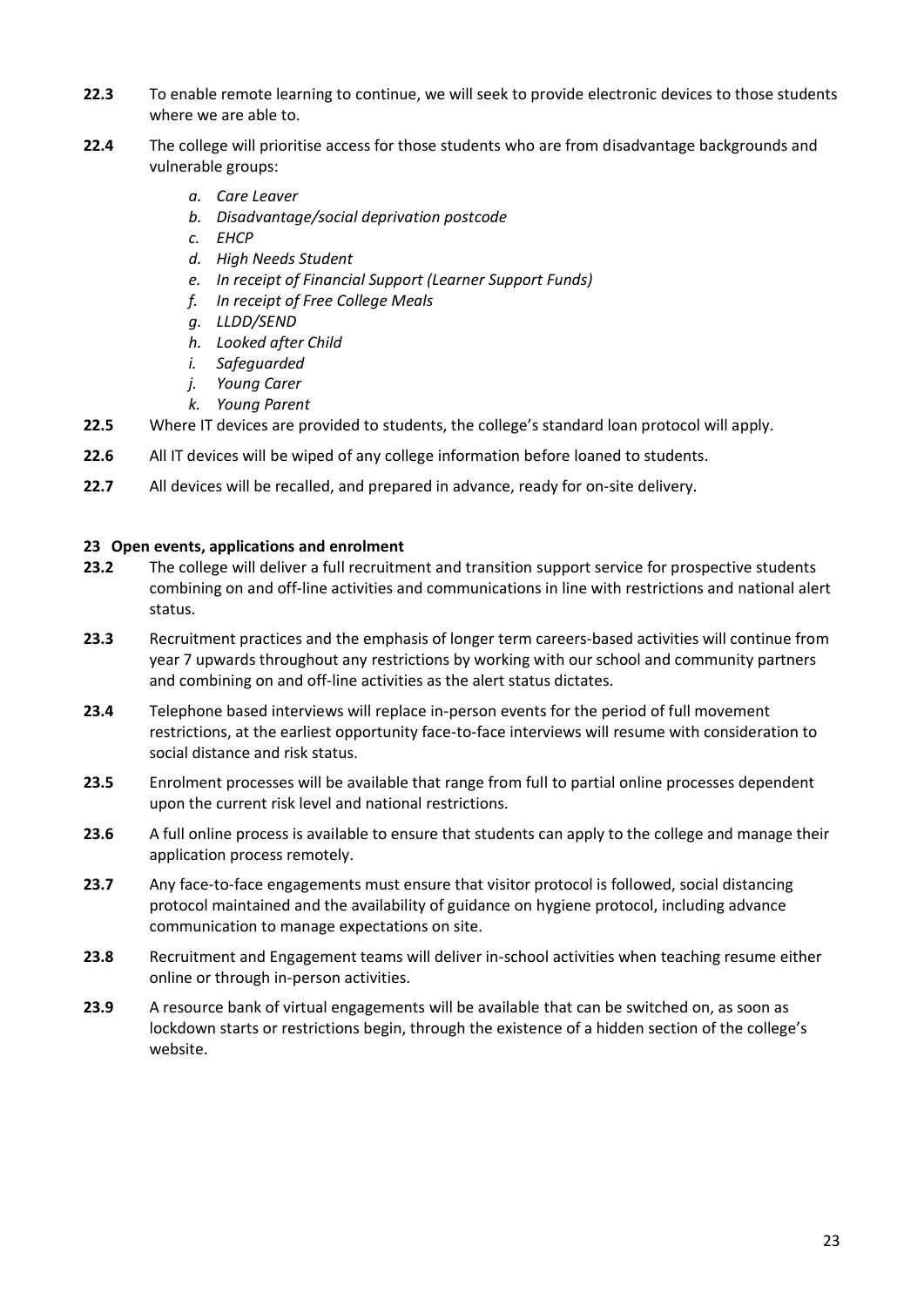**22.3** To enable remote learning to continue, we will seek to provide electronic devices to those students where we are able to.

**22.4** The college will prioritise access for those students who are from disadvantage backgrounds and vulnerable groups:

  a. *Care Leaver*
  b. *Disadvantage/social deprivation postcode*
  c. *EHCP*
  d. *High Needs Student*
  e. *In receipt of Financial Support (Learner Support Funds)*
  f. *In receipt of Free College Meals*
  g. *LLDD/SEND*
  h. *Looked after Child*
  i. *Safeguarded*
  j. *Young Carer*
  k. *Young Parent*

**22.5** Where IT devices are provided to students, the college's standard loan protocol will apply.

**22.6** All IT devices will be wiped of any college information before loaned to students.

**22.7** All devices will be recalled, and prepared in advance, ready for on-site delivery.

## 23 Open events, applications and enrolment

**23.2** The college will deliver a full recruitment and transition support service for prospective students combining on and off-line activities and communications in line with restrictions and national alert status.

**23.3** Recruitment practices and the emphasis of longer term careers-based activities will continue from year 7 upwards throughout any restrictions by working with our school and community partners and combining on and off-line activities as the alert status dictates.

**23.4** Telephone based interviews will replace in-person events for the period of full movement restrictions, at the earliest opportunity face-to-face interviews will resume with consideration to social distance and risk status.

**23.5** Enrolment processes will be available that range from full to partial online processes dependent upon the current risk level and national restrictions.

**23.6** A full online process is available to ensure that students can apply to the college and manage their application process remotely.

**23.7** Any face-to-face engagements must ensure that visitor protocol is followed, social distancing protocol maintained and the availability of guidance on hygiene protocol, including advance communication to manage expectations on site.

**23.8** Recruitment and Engagement teams will deliver in-school activities when teaching resume either online or through in-person activities.

**23.9** A resource bank of virtual engagements will be available that can be switched on, as soon as lockdown starts or restrictions begin, through the existence of a hidden section of the college's website.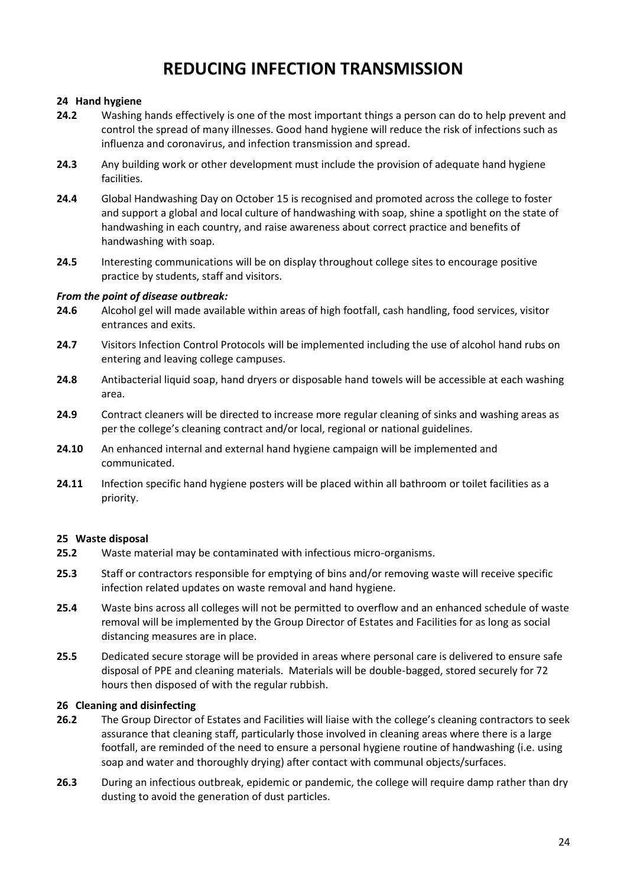# REDUCING INFECTION TRANSMISSION

### 24 Hand hygiene

**24.2** Washing hands effectively is one of the most important things a person can do to help prevent and control the spread of many illnesses. Good hand hygiene will reduce the risk of infections such as influenza and coronavirus, and infection transmission and spread.

**24.3** Any building work or other development must include the provision of adequate hand hygiene facilities.

**24.4** Global Handwashing Day on October 15 is recognised and promoted across the college to foster and support a global and local culture of handwashing with soap, shine a spotlight on the state of handwashing in each country, and raise awareness about correct practice and benefits of handwashing with soap.

**24.5** Interesting communications will be on display throughout college sites to encourage positive practice by students, staff and visitors.

***From the point of disease outbreak:***

**24.6** Alcohol gel will made available within areas of high footfall, cash handling, food services, visitor entrances and exits.

**24.7** Visitors Infection Control Protocols will be implemented including the use of alcohol hand rubs on entering and leaving college campuses.

**24.8** Antibacterial liquid soap, hand dryers or disposable hand towels will be accessible at each washing area.

**24.9** Contract cleaners will be directed to increase more regular cleaning of sinks and washing areas as per the college's cleaning contract and/or local, regional or national guidelines.

**24.10** An enhanced internal and external hand hygiene campaign will be implemented and communicated.

**24.11** Infection specific hand hygiene posters will be placed within all bathroom or toilet facilities as a priority.

### 25 Waste disposal

**25.2** Waste material may be contaminated with infectious micro-organisms.

**25.3** Staff or contractors responsible for emptying of bins and/or removing waste will receive specific infection related updates on waste removal and hand hygiene.

**25.4** Waste bins across all colleges will not be permitted to overflow and an enhanced schedule of waste removal will be implemented by the Group Director of Estates and Facilities for as long as social distancing measures are in place.

**25.5** Dedicated secure storage will be provided in areas where personal care is delivered to ensure safe disposal of PPE and cleaning materials. Materials will be double-bagged, stored securely for 72 hours then disposed of with the regular rubbish.

### 26 Cleaning and disinfecting

**26.2** The Group Director of Estates and Facilities will liaise with the college's cleaning contractors to seek assurance that cleaning staff, particularly those involved in cleaning areas where there is a large footfall, are reminded of the need to ensure a personal hygiene routine of handwashing (i.e. using soap and water and thoroughly drying) after contact with communal objects/surfaces.

**26.3** During an infectious outbreak, epidemic or pandemic, the college will require damp rather than dry dusting to avoid the generation of dust particles.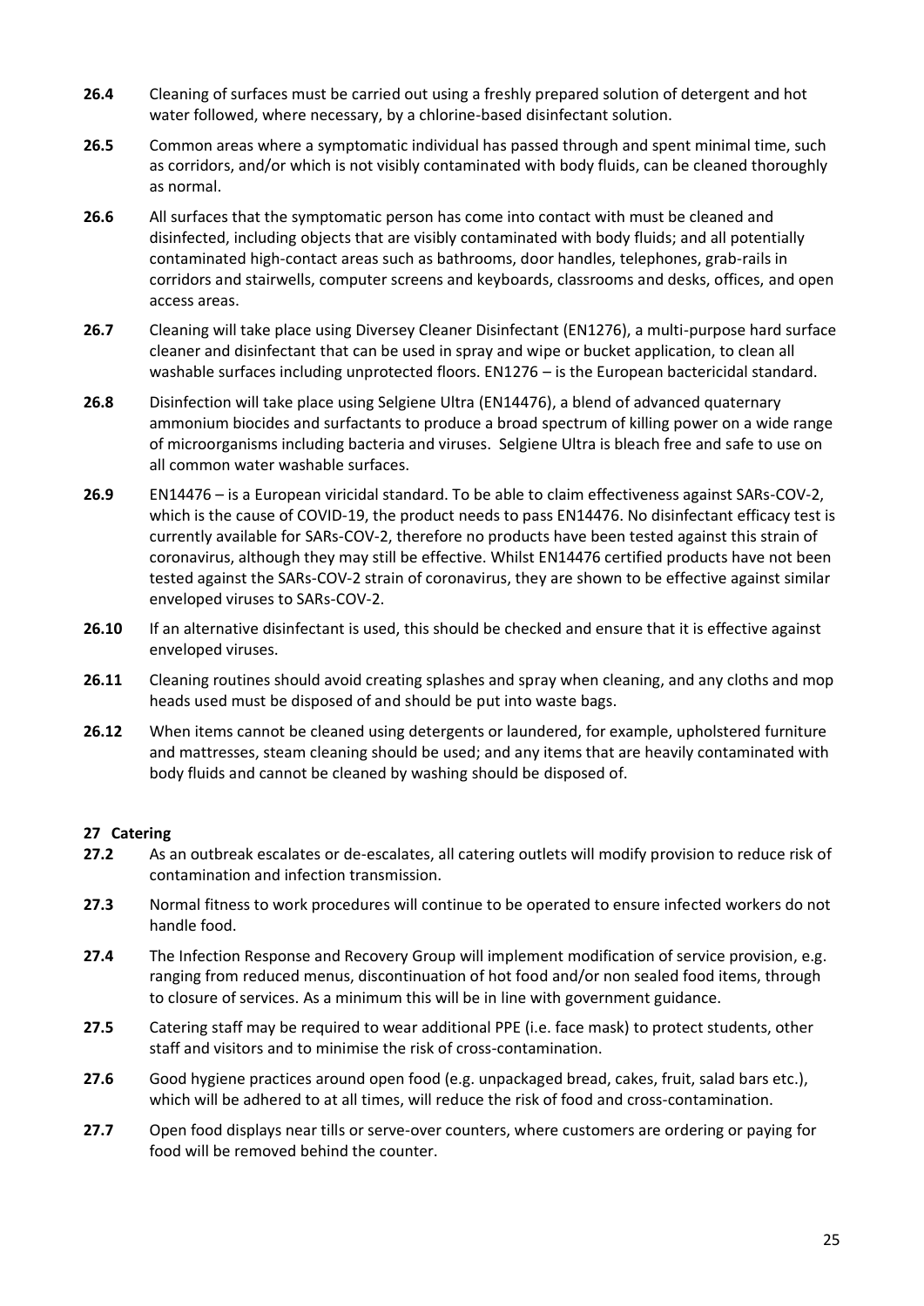**26.4** Cleaning of surfaces must be carried out using a freshly prepared solution of detergent and hot water followed, where necessary, by a chlorine-based disinfectant solution.

**26.5** Common areas where a symptomatic individual has passed through and spent minimal time, such as corridors, and/or which is not visibly contaminated with body fluids, can be cleaned thoroughly as normal.

**26.6** All surfaces that the symptomatic person has come into contact with must be cleaned and disinfected, including objects that are visibly contaminated with body fluids; and all potentially contaminated high-contact areas such as bathrooms, door handles, telephones, grab-rails in corridors and stairwells, computer screens and keyboards, classrooms and desks, offices, and open access areas.

**26.7** Cleaning will take place using Diversey Cleaner Disinfectant (EN1276), a multi-purpose hard surface cleaner and disinfectant that can be used in spray and wipe or bucket application, to clean all washable surfaces including unprotected floors. EN1276 – is the European bactericidal standard.

**26.8** Disinfection will take place using Selgiene Ultra (EN14476), a blend of advanced quaternary ammonium biocides and surfactants to produce a broad spectrum of killing power on a wide range of microorganisms including bacteria and viruses. Selgiene Ultra is bleach free and safe to use on all common water washable surfaces.

**26.9** EN14476 – is a European viricidal standard. To be able to claim effectiveness against SARs-COV-2, which is the cause of COVID-19, the product needs to pass EN14476. No disinfectant efficacy test is currently available for SARs-COV-2, therefore no products have been tested against this strain of coronavirus, although they may still be effective. Whilst EN14476 certified products have not been tested against the SARs-COV-2 strain of coronavirus, they are shown to be effective against similar enveloped viruses to SARs-COV-2.

**26.10** If an alternative disinfectant is used, this should be checked and ensure that it is effective against enveloped viruses.

**26.11** Cleaning routines should avoid creating splashes and spray when cleaning, and any cloths and mop heads used must be disposed of and should be put into waste bags.

**26.12** When items cannot be cleaned using detergents or laundered, for example, upholstered furniture and mattresses, steam cleaning should be used; and any items that are heavily contaminated with body fluids and cannot be cleaned by washing should be disposed of.

## 27 Catering

**27.2** As an outbreak escalates or de-escalates, all catering outlets will modify provision to reduce risk of contamination and infection transmission.

**27.3** Normal fitness to work procedures will continue to be operated to ensure infected workers do not handle food.

**27.4** The Infection Response and Recovery Group will implement modification of service provision, e.g. ranging from reduced menus, discontinuation of hot food and/or non sealed food items, through to closure of services. As a minimum this will be in line with government guidance.

**27.5** Catering staff may be required to wear additional PPE (i.e. face mask) to protect students, other staff and visitors and to minimise the risk of cross-contamination.

**27.6** Good hygiene practices around open food (e.g. unpackaged bread, cakes, fruit, salad bars etc.), which will be adhered to at all times, will reduce the risk of food and cross-contamination.

**27.7** Open food displays near tills or serve-over counters, where customers are ordering or paying for food will be removed behind the counter.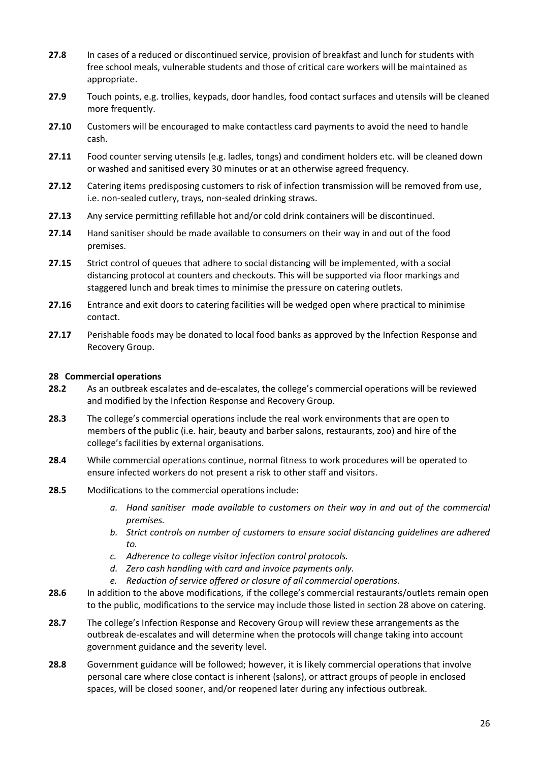**27.8** In cases of a reduced or discontinued service, provision of breakfast and lunch for students with free school meals, vulnerable students and those of critical care workers will be maintained as appropriate.

**27.9** Touch points, e.g. trollies, keypads, door handles, food contact surfaces and utensils will be cleaned more frequently.

**27.10** Customers will be encouraged to make contactless card payments to avoid the need to handle cash.

**27.11** Food counter serving utensils (e.g. ladles, tongs) and condiment holders etc. will be cleaned down or washed and sanitised every 30 minutes or at an otherwise agreed frequency.

**27.12** Catering items predisposing customers to risk of infection transmission will be removed from use, i.e. non-sealed cutlery, trays, non-sealed drinking straws.

**27.13** Any service permitting refillable hot and/or cold drink containers will be discontinued.

**27.14** Hand sanitiser should be made available to consumers on their way in and out of the food premises.

**27.15** Strict control of queues that adhere to social distancing will be implemented, with a social distancing protocol at counters and checkouts. This will be supported via floor markings and staggered lunch and break times to minimise the pressure on catering outlets.

**27.16** Entrance and exit doors to catering facilities will be wedged open where practical to minimise contact.

**27.17** Perishable foods may be donated to local food banks as approved by the Infection Response and Recovery Group.

### 28 Commercial operations

**28.2** As an outbreak escalates and de-escalates, the college's commercial operations will be reviewed and modified by the Infection Response and Recovery Group.

**28.3** The college's commercial operations include the real work environments that are open to members of the public (i.e. hair, beauty and barber salons, restaurants, zoo) and hire of the college's facilities by external organisations.

**28.4** While commercial operations continue, normal fitness to work procedures will be operated to ensure infected workers do not present a risk to other staff and visitors.

**28.5** Modifications to the commercial operations include:

a. *Hand sanitiser made available to customers on their way in and out of the commercial premises.*
b. *Strict controls on number of customers to ensure social distancing guidelines are adhered to.*
c. *Adherence to college visitor infection control protocols.*
d. *Zero cash handling with card and invoice payments only.*
e. *Reduction of service offered or closure of all commercial operations.*

**28.6** In addition to the above modifications, if the college's commercial restaurants/outlets remain open to the public, modifications to the service may include those listed in section 28 above on catering.

**28.7** The college's Infection Response and Recovery Group will review these arrangements as the outbreak de-escalates and will determine when the protocols will change taking into account government guidance and the severity level.

**28.8** Government guidance will be followed; however, it is likely commercial operations that involve personal care where close contact is inherent (salons), or attract groups of people in enclosed spaces, will be closed sooner, and/or reopened later during any infectious outbreak.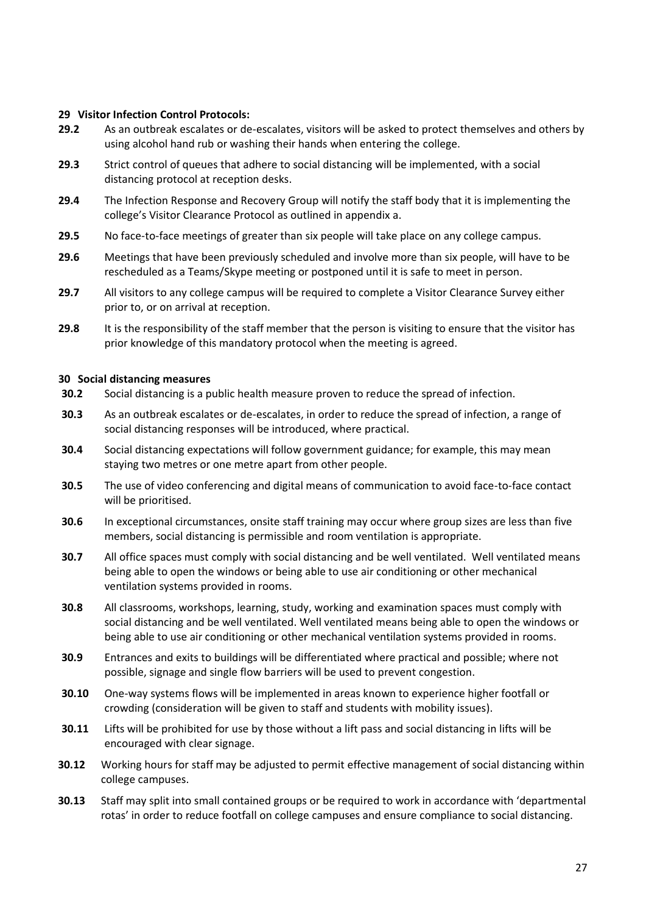## 29 Visitor Infection Control Protocols:

**29.2** As an outbreak escalates or de-escalates, visitors will be asked to protect themselves and others by using alcohol hand rub or washing their hands when entering the college.

**29.3** Strict control of queues that adhere to social distancing will be implemented, with a social distancing protocol at reception desks.

**29.4** The Infection Response and Recovery Group will notify the staff body that it is implementing the college's Visitor Clearance Protocol as outlined in appendix a.

**29.5** No face-to-face meetings of greater than six people will take place on any college campus.

**29.6** Meetings that have been previously scheduled and involve more than six people, will have to be rescheduled as a Teams/Skype meeting or postponed until it is safe to meet in person.

**29.7** All visitors to any college campus will be required to complete a Visitor Clearance Survey either prior to, or on arrival at reception.

**29.8** It is the responsibility of the staff member that the person is visiting to ensure that the visitor has prior knowledge of this mandatory protocol when the meeting is agreed.

## 30 Social distancing measures

**30.2** Social distancing is a public health measure proven to reduce the spread of infection.

**30.3** As an outbreak escalates or de-escalates, in order to reduce the spread of infection, a range of social distancing responses will be introduced, where practical.

**30.4** Social distancing expectations will follow government guidance; for example, this may mean staying two metres or one metre apart from other people.

**30.5** The use of video conferencing and digital means of communication to avoid face-to-face contact will be prioritised.

**30.6** In exceptional circumstances, onsite staff training may occur where group sizes are less than five members, social distancing is permissible and room ventilation is appropriate.

**30.7** All office spaces must comply with social distancing and be well ventilated. Well ventilated means being able to open the windows or being able to use air conditioning or other mechanical ventilation systems provided in rooms.

**30.8** All classrooms, workshops, learning, study, working and examination spaces must comply with social distancing and be well ventilated. Well ventilated means being able to open the windows or being able to use air conditioning or other mechanical ventilation systems provided in rooms.

**30.9** Entrances and exits to buildings will be differentiated where practical and possible; where not possible, signage and single flow barriers will be used to prevent congestion.

**30.10** One-way systems flows will be implemented in areas known to experience higher footfall or crowding (consideration will be given to staff and students with mobility issues).

**30.11** Lifts will be prohibited for use by those without a lift pass and social distancing in lifts will be encouraged with clear signage.

**30.12** Working hours for staff may be adjusted to permit effective management of social distancing within college campuses.

**30.13** Staff may split into small contained groups or be required to work in accordance with 'departmental rotas' in order to reduce footfall on college campuses and ensure compliance to social distancing.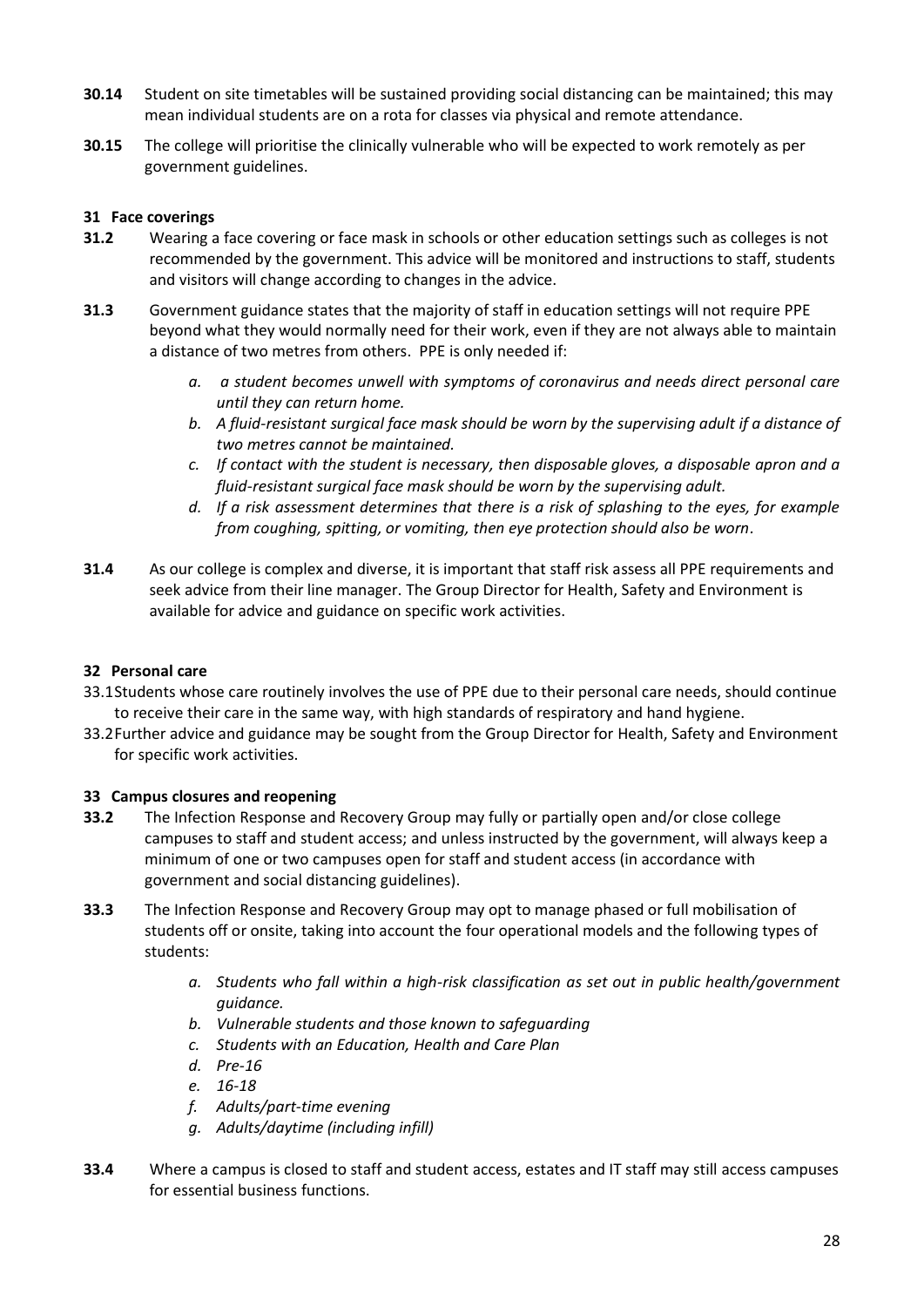**30.14** Student on site timetables will be sustained providing social distancing can be maintained; this may mean individual students are on a rota for classes via physical and remote attendance.

**30.15** The college will prioritise the clinically vulnerable who will be expected to work remotely as per government guidelines.

## 31 Face coverings

**31.2** Wearing a face covering or face mask in schools or other education settings such as colleges is not recommended by the government. This advice will be monitored and instructions to staff, students and visitors will change according to changes in the advice.

**31.3** Government guidance states that the majority of staff in education settings will not require PPE beyond what they would normally need for their work, even if they are not always able to maintain a distance of two metres from others. PPE is only needed if:

*a. a student becomes unwell with symptoms of coronavirus and needs direct personal care until they can return home.*

*b. A fluid-resistant surgical face mask should be worn by the supervising adult if a distance of two metres cannot be maintained.*

*c. If contact with the student is necessary, then disposable gloves, a disposable apron and a fluid-resistant surgical face mask should be worn by the supervising adult.*

*d. If a risk assessment determines that there is a risk of splashing to the eyes, for example from coughing, spitting, or vomiting, then eye protection should also be worn.*

**31.4** As our college is complex and diverse, it is important that staff risk assess all PPE requirements and seek advice from their line manager. The Group Director for Health, Safety and Environment is available for advice and guidance on specific work activities.

## 32 Personal care

33.1 Students whose care routinely involves the use of PPE due to their personal care needs, should continue to receive their care in the same way, with high standards of respiratory and hand hygiene.

33.2 Further advice and guidance may be sought from the Group Director for Health, Safety and Environment for specific work activities.

## 33 Campus closures and reopening

**33.2** The Infection Response and Recovery Group may fully or partially open and/or close college campuses to staff and student access; and unless instructed by the government, will always keep a minimum of one or two campuses open for staff and student access (in accordance with government and social distancing guidelines).

**33.3** The Infection Response and Recovery Group may opt to manage phased or full mobilisation of students off or onsite, taking into account the four operational models and the following types of students:

*a. Students who fall within a high-risk classification as set out in public health/government guidance.*

*b. Vulnerable students and those known to safeguarding*

*c. Students with an Education, Health and Care Plan*

*d. Pre-16*

*e. 16-18*

*f. Adults/part-time evening*

*g. Adults/daytime (including infill)*

**33.4** Where a campus is closed to staff and student access, estates and IT staff may still access campuses for essential business functions.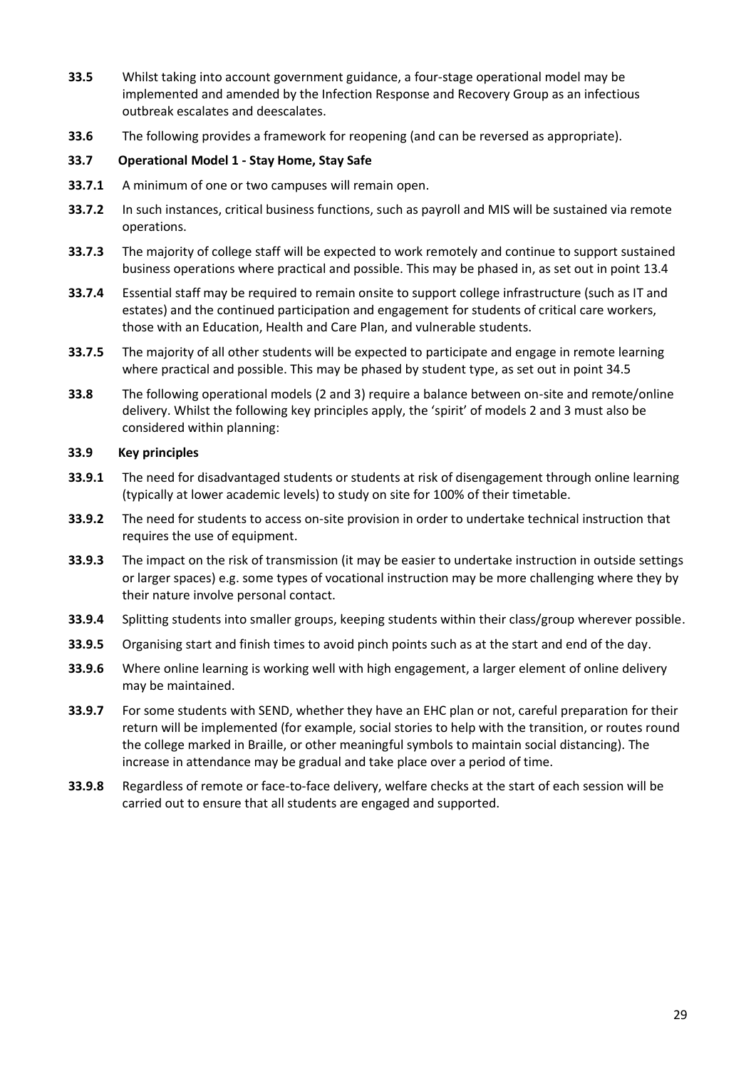**33.5** Whilst taking into account government guidance, a four-stage operational model may be implemented and amended by the Infection Response and Recovery Group as an infectious outbreak escalates and deescalates.

**33.6** The following provides a framework for reopening (and can be reversed as appropriate).

**33.7 Operational Model 1 - Stay Home, Stay Safe**

**33.7.1** A minimum of one or two campuses will remain open.

**33.7.2** In such instances, critical business functions, such as payroll and MIS will be sustained via remote operations.

**33.7.3** The majority of college staff will be expected to work remotely and continue to support sustained business operations where practical and possible. This may be phased in, as set out in point 13.4

**33.7.4** Essential staff may be required to remain onsite to support college infrastructure (such as IT and estates) and the continued participation and engagement for students of critical care workers, those with an Education, Health and Care Plan, and vulnerable students.

**33.7.5** The majority of all other students will be expected to participate and engage in remote learning where practical and possible. This may be phased by student type, as set out in point 34.5

**33.8** The following operational models (2 and 3) require a balance between on-site and remote/online delivery. Whilst the following key principles apply, the 'spirit' of models 2 and 3 must also be considered within planning:

**33.9 Key principles**

**33.9.1** The need for disadvantaged students or students at risk of disengagement through online learning (typically at lower academic levels) to study on site for 100% of their timetable.

**33.9.2** The need for students to access on-site provision in order to undertake technical instruction that requires the use of equipment.

**33.9.3** The impact on the risk of transmission (it may be easier to undertake instruction in outside settings or larger spaces) e.g. some types of vocational instruction may be more challenging where they by their nature involve personal contact.

**33.9.4** Splitting students into smaller groups, keeping students within their class/group wherever possible.

**33.9.5** Organising start and finish times to avoid pinch points such as at the start and end of the day.

**33.9.6** Where online learning is working well with high engagement, a larger element of online delivery may be maintained.

**33.9.7** For some students with SEND, whether they have an EHC plan or not, careful preparation for their return will be implemented (for example, social stories to help with the transition, or routes round the college marked in Braille, or other meaningful symbols to maintain social distancing). The increase in attendance may be gradual and take place over a period of time.

**33.9.8** Regardless of remote or face-to-face delivery, welfare checks at the start of each session will be carried out to ensure that all students are engaged and supported.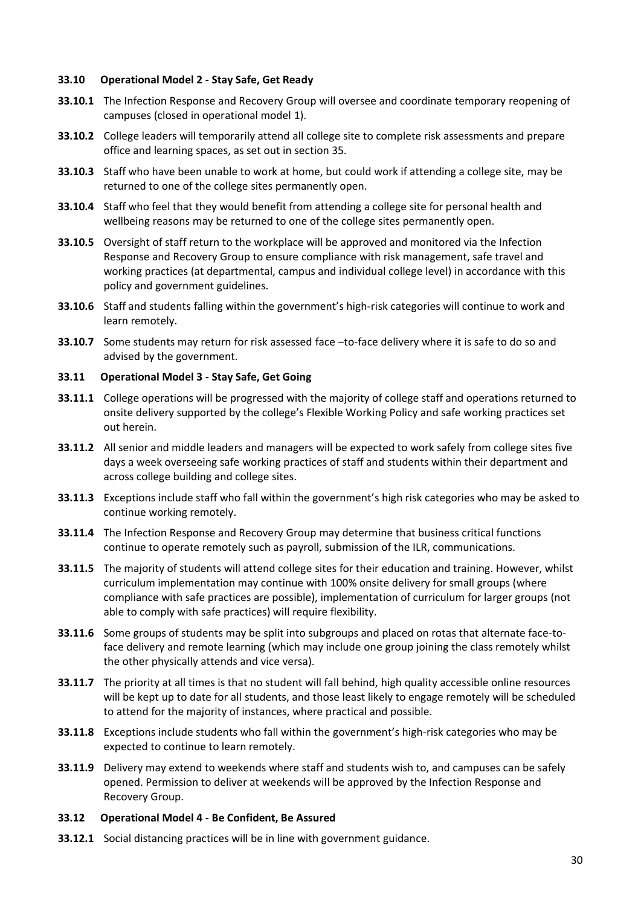### 33.10 Operational Model 2 - Stay Safe, Get Ready

**33.10.1** The Infection Response and Recovery Group will oversee and coordinate temporary reopening of campuses (closed in operational model 1).

**33.10.2** College leaders will temporarily attend all college site to complete risk assessments and prepare office and learning spaces, as set out in section 35.

**33.10.3** Staff who have been unable to work at home, but could work if attending a college site, may be returned to one of the college sites permanently open.

**33.10.4** Staff who feel that they would benefit from attending a college site for personal health and wellbeing reasons may be returned to one of the college sites permanently open.

**33.10.5** Oversight of staff return to the workplace will be approved and monitored via the Infection Response and Recovery Group to ensure compliance with risk management, safe travel and working practices (at departmental, campus and individual college level) in accordance with this policy and government guidelines.

**33.10.6** Staff and students falling within the government's high-risk categories will continue to work and learn remotely.

**33.10.7** Some students may return for risk assessed face –to-face delivery where it is safe to do so and advised by the government.

### 33.11 Operational Model 3 - Stay Safe, Get Going

**33.11.1** College operations will be progressed with the majority of college staff and operations returned to onsite delivery supported by the college's Flexible Working Policy and safe working practices set out herein.

**33.11.2** All senior and middle leaders and managers will be expected to work safely from college sites five days a week overseeing safe working practices of staff and students within their department and across college building and college sites.

**33.11.3** Exceptions include staff who fall within the government's high risk categories who may be asked to continue working remotely.

**33.11.4** The Infection Response and Recovery Group may determine that business critical functions continue to operate remotely such as payroll, submission of the ILR, communications.

**33.11.5** The majority of students will attend college sites for their education and training. However, whilst curriculum implementation may continue with 100% onsite delivery for small groups (where compliance with safe practices are possible), implementation of curriculum for larger groups (not able to comply with safe practices) will require flexibility.

**33.11.6** Some groups of students may be split into subgroups and placed on rotas that alternate face-to-face delivery and remote learning (which may include one group joining the class remotely whilst the other physically attends and vice versa).

**33.11.7** The priority at all times is that no student will fall behind, high quality accessible online resources will be kept up to date for all students, and those least likely to engage remotely will be scheduled to attend for the majority of instances, where practical and possible.

**33.11.8** Exceptions include students who fall within the government's high-risk categories who may be expected to continue to learn remotely.

**33.11.9** Delivery may extend to weekends where staff and students wish to, and campuses can be safely opened. Permission to deliver at weekends will be approved by the Infection Response and Recovery Group.

### 33.12 Operational Model 4 - Be Confident, Be Assured

**33.12.1** Social distancing practices will be in line with government guidance.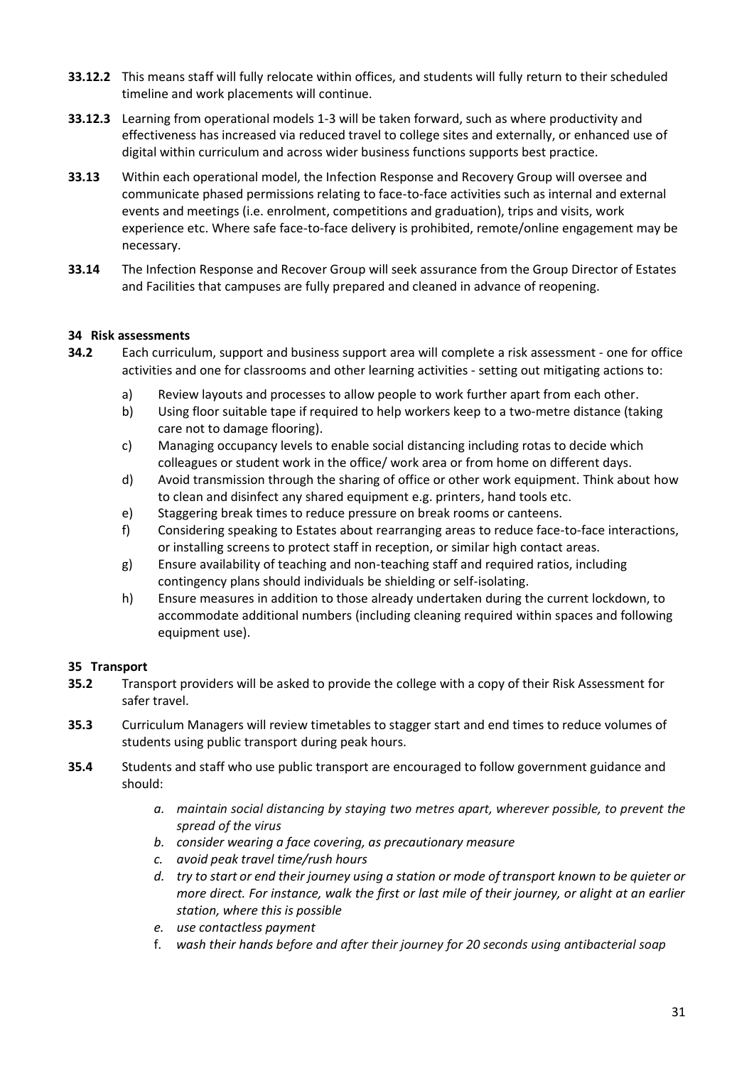**33.12.2** This means staff will fully relocate within offices, and students will fully return to their scheduled timeline and work placements will continue.

**33.12.3** Learning from operational models 1-3 will be taken forward, such as where productivity and effectiveness has increased via reduced travel to college sites and externally, or enhanced use of digital within curriculum and across wider business functions supports best practice.

**33.13** Within each operational model, the Infection Response and Recovery Group will oversee and communicate phased permissions relating to face-to-face activities such as internal and external events and meetings (i.e. enrolment, competitions and graduation), trips and visits, work experience etc. Where safe face-to-face delivery is prohibited, remote/online engagement may be necessary.

**33.14** The Infection Response and Recover Group will seek assurance from the Group Director of Estates and Facilities that campuses are fully prepared and cleaned in advance of reopening.

### 34 Risk assessments

**34.2** Each curriculum, support and business support area will complete a risk assessment - one for office activities and one for classrooms and other learning activities - setting out mitigating actions to:

a) Review layouts and processes to allow people to work further apart from each other.

b) Using floor suitable tape if required to help workers keep to a two-metre distance (taking care not to damage flooring).

c) Managing occupancy levels to enable social distancing including rotas to decide which colleagues or student work in the office/ work area or from home on different days.

d) Avoid transmission through the sharing of office or other work equipment. Think about how to clean and disinfect any shared equipment e.g. printers, hand tools etc.

e) Staggering break times to reduce pressure on break rooms or canteens.

f) Considering speaking to Estates about rearranging areas to reduce face-to-face interactions, or installing screens to protect staff in reception, or similar high contact areas.

g) Ensure availability of teaching and non-teaching staff and required ratios, including contingency plans should individuals be shielding or self-isolating.

h) Ensure measures in addition to those already undertaken during the current lockdown, to accommodate additional numbers (including cleaning required within spaces and following equipment use).

### 35 Transport

**35.2** Transport providers will be asked to provide the college with a copy of their Risk Assessment for safer travel.

**35.3** Curriculum Managers will review timetables to stagger start and end times to reduce volumes of students using public transport during peak hours.

**35.4** Students and staff who use public transport are encouraged to follow government guidance and should:

*a. maintain social distancing by staying two metres apart, wherever possible, to prevent the spread of the virus*

*b. consider wearing a face covering, as precautionary measure*

*c. avoid peak travel time/rush hours*

*d. try to start or end their journey using a station or mode of transport known to be quieter or more direct. For instance, walk the first or last mile of their journey, or alight at an earlier station, where this is possible*

*e. use contactless payment*

f. *wash their hands before and after their journey for 20 seconds using antibacterial soap*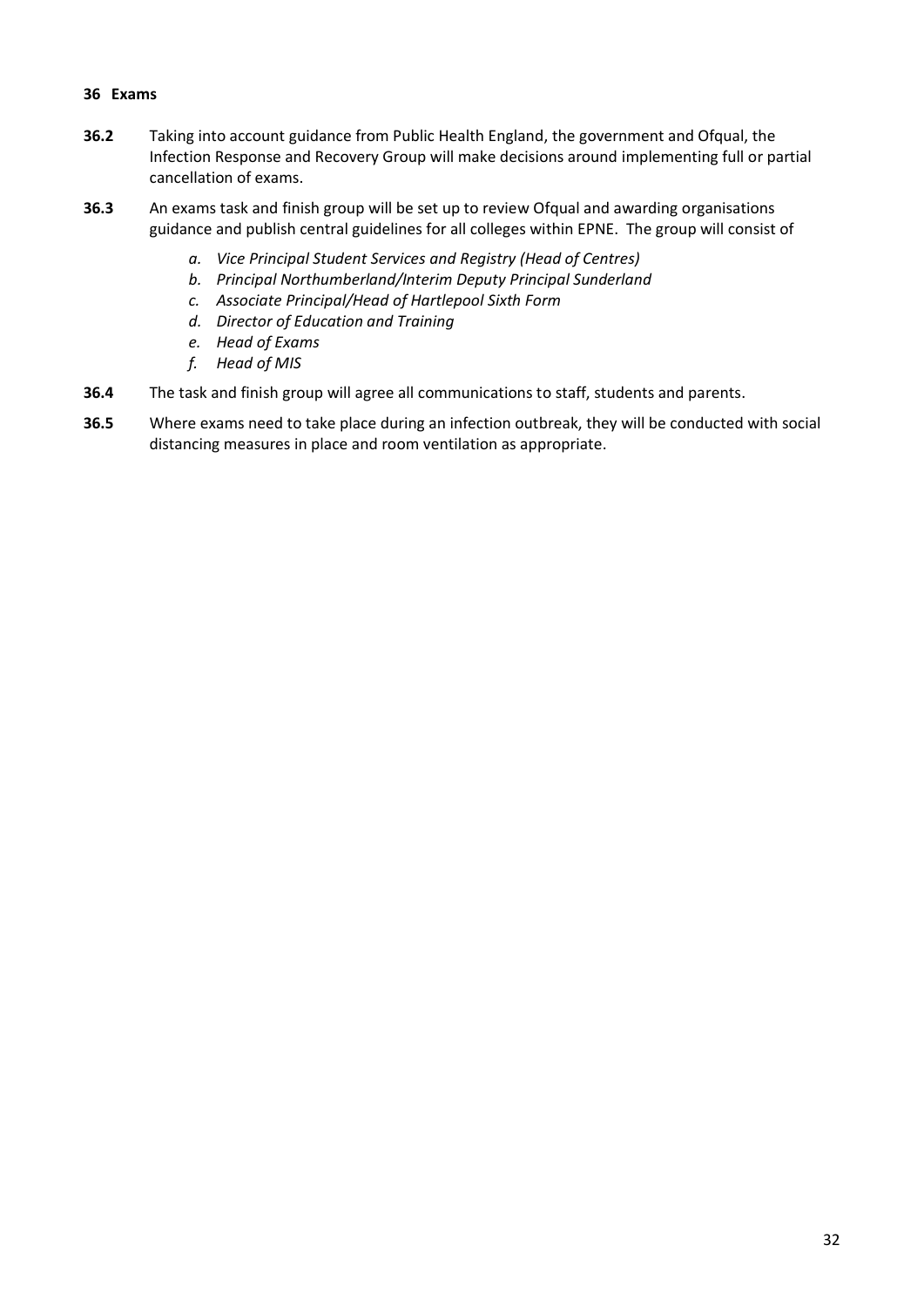**36 Exams**

**36.2** Taking into account guidance from Public Health England, the government and Ofqual, the Infection Response and Recovery Group will make decisions around implementing full or partial cancellation of exams.

**36.3** An exams task and finish group will be set up to review Ofqual and awarding organisations guidance and publish central guidelines for all colleges within EPNE. The group will consist of

- *a. Vice Principal Student Services and Registry (Head of Centres)*
- *b. Principal Northumberland/Interim Deputy Principal Sunderland*
- *c. Associate Principal/Head of Hartlepool Sixth Form*
- *d. Director of Education and Training*
- *e. Head of Exams*
- *f. Head of MIS*

**36.4** The task and finish group will agree all communications to staff, students and parents.

**36.5** Where exams need to take place during an infection outbreak, they will be conducted with social distancing measures in place and room ventilation as appropriate.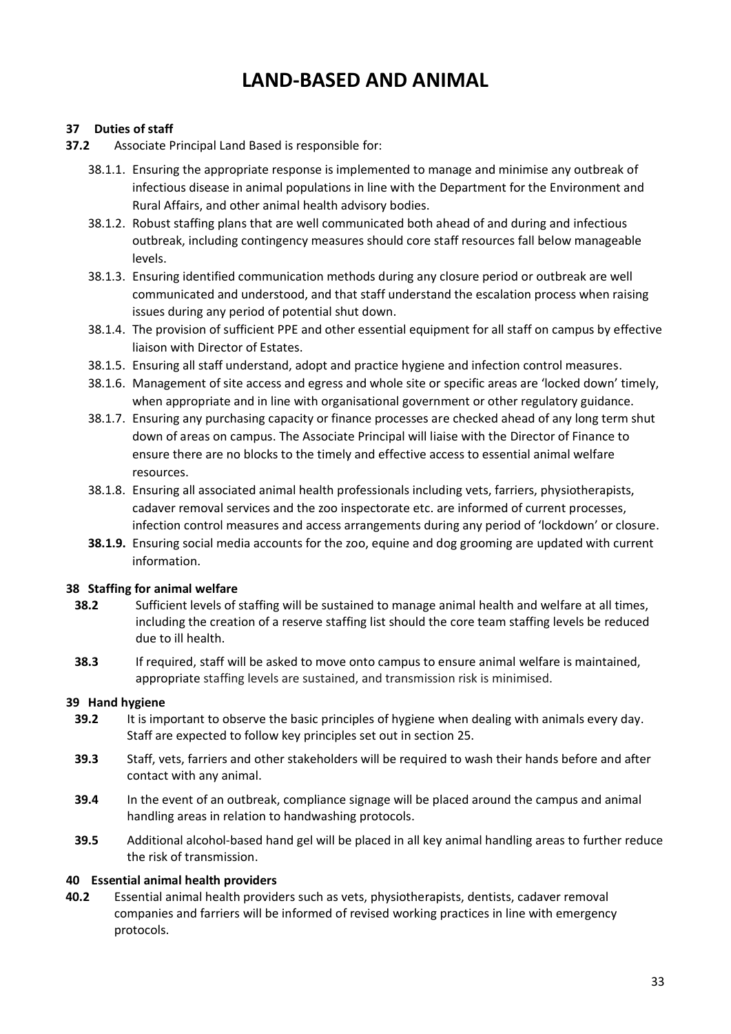# LAND-BASED AND ANIMAL

## 37 Duties of staff

**37.2** Associate Principal Land Based is responsible for:

38.1.1. Ensuring the appropriate response is implemented to manage and minimise any outbreak of infectious disease in animal populations in line with the Department for the Environment and Rural Affairs, and other animal health advisory bodies.

38.1.2. Robust staffing plans that are well communicated both ahead of and during and infectious outbreak, including contingency measures should core staff resources fall below manageable levels.

38.1.3. Ensuring identified communication methods during any closure period or outbreak are well communicated and understood, and that staff understand the escalation process when raising issues during any period of potential shut down.

38.1.4. The provision of sufficient PPE and other essential equipment for all staff on campus by effective liaison with Director of Estates.

38.1.5. Ensuring all staff understand, adopt and practice hygiene and infection control measures.

38.1.6. Management of site access and egress and whole site or specific areas are 'locked down' timely, when appropriate and in line with organisational government or other regulatory guidance.

38.1.7. Ensuring any purchasing capacity or finance processes are checked ahead of any long term shut down of areas on campus. The Associate Principal will liaise with the Director of Finance to ensure there are no blocks to the timely and effective access to essential animal welfare resources.

38.1.8. Ensuring all associated animal health professionals including vets, farriers, physiotherapists, cadaver removal services and the zoo inspectorate etc. are informed of current processes, infection control measures and access arrangements during any period of 'lockdown' or closure.

**38.1.9.** Ensuring social media accounts for the zoo, equine and dog grooming are updated with current information.

## 38 Staffing for animal welfare

**38.2** Sufficient levels of staffing will be sustained to manage animal health and welfare at all times, including the creation of a reserve staffing list should the core team staffing levels be reduced due to ill health.

**38.3** If required, staff will be asked to move onto campus to ensure animal welfare is maintained, appropriate staffing levels are sustained, and transmission risk is minimised.

## 39 Hand hygiene

**39.2** It is important to observe the basic principles of hygiene when dealing with animals every day. Staff are expected to follow key principles set out in section 25.

**39.3** Staff, vets, farriers and other stakeholders will be required to wash their hands before and after contact with any animal.

**39.4** In the event of an outbreak, compliance signage will be placed around the campus and animal handling areas in relation to handwashing protocols.

**39.5** Additional alcohol-based hand gel will be placed in all key animal handling areas to further reduce the risk of transmission.

## 40 Essential animal health providers

**40.2** Essential animal health providers such as vets, physiotherapists, dentists, cadaver removal companies and farriers will be informed of revised working practices in line with emergency protocols.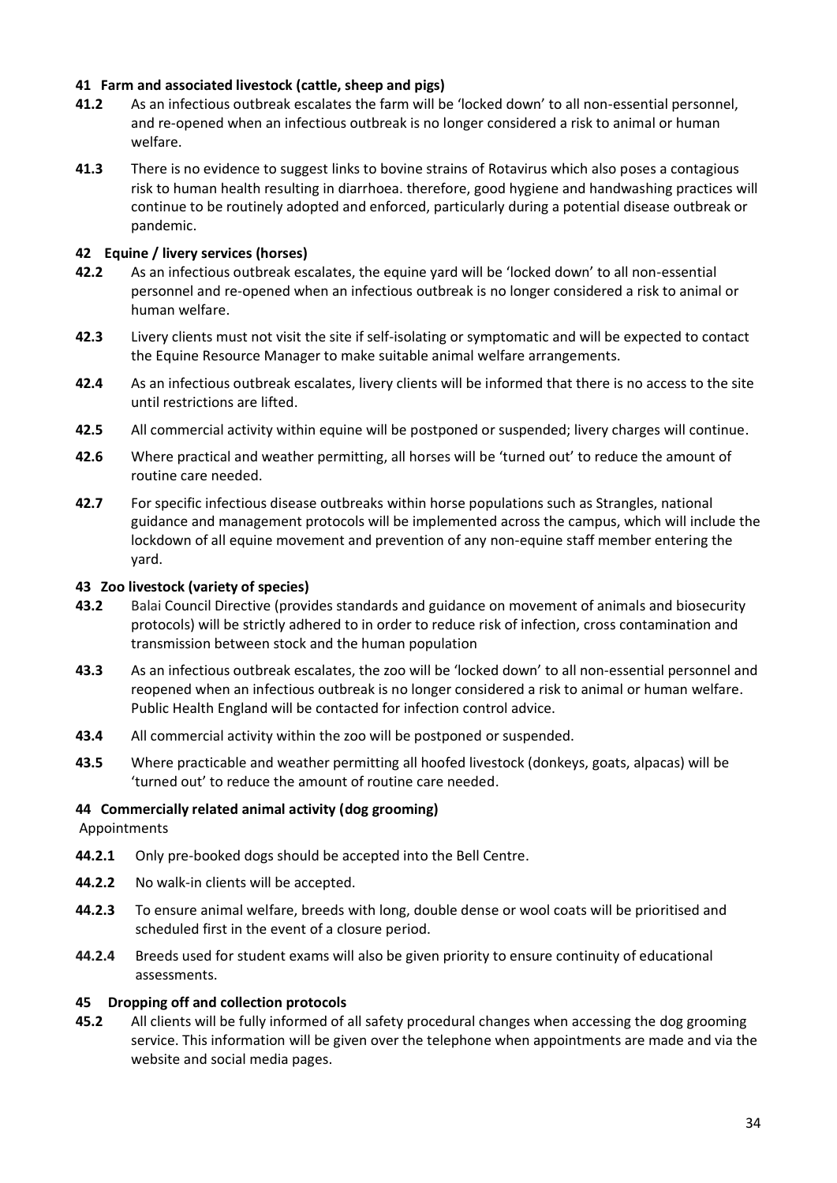## 41 Farm and associated livestock (cattle, sheep and pigs)

**41.2** As an infectious outbreak escalates the farm will be 'locked down' to all non-essential personnel, and re-opened when an infectious outbreak is no longer considered a risk to animal or human welfare.

**41.3** There is no evidence to suggest links to bovine strains of Rotavirus which also poses a contagious risk to human health resulting in diarrhoea. therefore, good hygiene and handwashing practices will continue to be routinely adopted and enforced, particularly during a potential disease outbreak or pandemic.

## 42 Equine / livery services (horses)

**42.2** As an infectious outbreak escalates, the equine yard will be 'locked down' to all non-essential personnel and re-opened when an infectious outbreak is no longer considered a risk to animal or human welfare.

**42.3** Livery clients must not visit the site if self-isolating or symptomatic and will be expected to contact the Equine Resource Manager to make suitable animal welfare arrangements.

**42.4** As an infectious outbreak escalates, livery clients will be informed that there is no access to the site until restrictions are lifted.

**42.5** All commercial activity within equine will be postponed or suspended; livery charges will continue.

**42.6** Where practical and weather permitting, all horses will be 'turned out' to reduce the amount of routine care needed.

**42.7** For specific infectious disease outbreaks within horse populations such as Strangles, national guidance and management protocols will be implemented across the campus, which will include the lockdown of all equine movement and prevention of any non-equine staff member entering the yard.

## 43 Zoo livestock (variety of species)

**43.2** Balai Council Directive (provides standards and guidance on movement of animals and biosecurity protocols) will be strictly adhered to in order to reduce risk of infection, cross contamination and transmission between stock and the human population

**43.3** As an infectious outbreak escalates, the zoo will be 'locked down' to all non-essential personnel and reopened when an infectious outbreak is no longer considered a risk to animal or human welfare. Public Health England will be contacted for infection control advice.

**43.4** All commercial activity within the zoo will be postponed or suspended.

**43.5** Where practicable and weather permitting all hoofed livestock (donkeys, goats, alpacas) will be 'turned out' to reduce the amount of routine care needed.

## 44 Commercially related animal activity (dog grooming)

Appointments

**44.2.1** Only pre-booked dogs should be accepted into the Bell Centre.

**44.2.2** No walk-in clients will be accepted.

**44.2.3** To ensure animal welfare, breeds with long, double dense or wool coats will be prioritised and scheduled first in the event of a closure period.

**44.2.4** Breeds used for student exams will also be given priority to ensure continuity of educational assessments.

## 45 Dropping off and collection protocols

**45.2** All clients will be fully informed of all safety procedural changes when accessing the dog grooming service. This information will be given over the telephone when appointments are made and via the website and social media pages.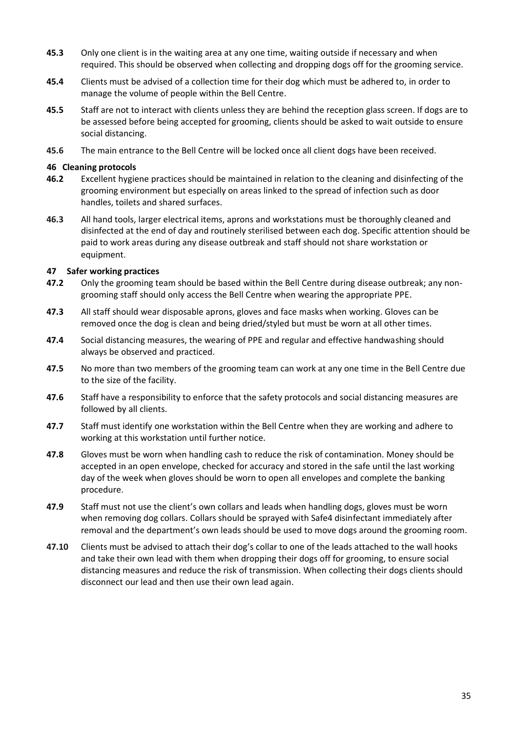**45.3** Only one client is in the waiting area at any one time, waiting outside if necessary and when required. This should be observed when collecting and dropping dogs off for the grooming service.

**45.4** Clients must be advised of a collection time for their dog which must be adhered to, in order to manage the volume of people within the Bell Centre.

**45.5** Staff are not to interact with clients unless they are behind the reception glass screen. If dogs are to be assessed before being accepted for grooming, clients should be asked to wait outside to ensure social distancing.

**45.6** The main entrance to the Bell Centre will be locked once all client dogs have been received.

### 46 Cleaning protocols

**46.2** Excellent hygiene practices should be maintained in relation to the cleaning and disinfecting of the grooming environment but especially on areas linked to the spread of infection such as door handles, toilets and shared surfaces.

**46.3** All hand tools, larger electrical items, aprons and workstations must be thoroughly cleaned and disinfected at the end of day and routinely sterilised between each dog. Specific attention should be paid to work areas during any disease outbreak and staff should not share workstation or equipment.

### 47 Safer working practices

**47.2** Only the grooming team should be based within the Bell Centre during disease outbreak; any non-grooming staff should only access the Bell Centre when wearing the appropriate PPE.

**47.3** All staff should wear disposable aprons, gloves and face masks when working. Gloves can be removed once the dog is clean and being dried/styled but must be worn at all other times.

**47.4** Social distancing measures, the wearing of PPE and regular and effective handwashing should always be observed and practiced.

**47.5** No more than two members of the grooming team can work at any one time in the Bell Centre due to the size of the facility.

**47.6** Staff have a responsibility to enforce that the safety protocols and social distancing measures are followed by all clients.

**47.7** Staff must identify one workstation within the Bell Centre when they are working and adhere to working at this workstation until further notice.

**47.8** Gloves must be worn when handling cash to reduce the risk of contamination. Money should be accepted in an open envelope, checked for accuracy and stored in the safe until the last working day of the week when gloves should be worn to open all envelopes and complete the banking procedure.

**47.9** Staff must not use the client's own collars and leads when handling dogs, gloves must be worn when removing dog collars. Collars should be sprayed with Safe4 disinfectant immediately after removal and the department's own leads should be used to move dogs around the grooming room.

**47.10** Clients must be advised to attach their dog's collar to one of the leads attached to the wall hooks and take their own lead with them when dropping their dogs off for grooming, to ensure social distancing measures and reduce the risk of transmission. When collecting their dogs clients should disconnect our lead and then use their own lead again.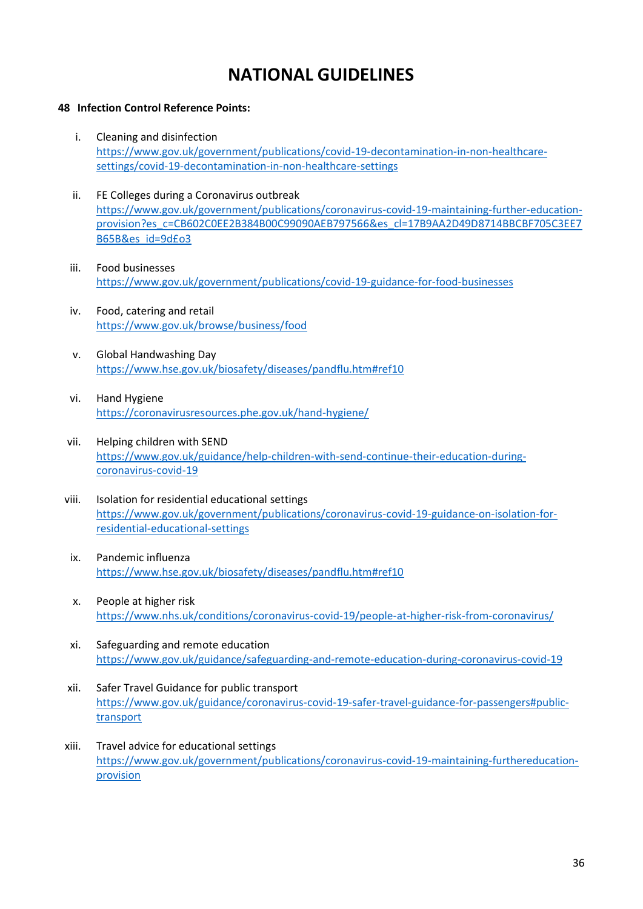# NATIONAL GUIDELINES

**48 Infection Control Reference Points:**

i. Cleaning and disinfection
https://www.gov.uk/government/publications/covid-19-decontamination-in-non-healthcare-settings/covid-19-decontamination-in-non-healthcare-settings

ii. FE Colleges during a Coronavirus outbreak
https://www.gov.uk/government/publications/coronavirus-covid-19-maintaining-further-education-provision?es_c=CB602C0EE2B384B00C99090AEB797566&es_cl=17B9AA2D49D8714BBCBF705C3EE7B65B&es_id=9d£o3

iii. Food businesses
https://www.gov.uk/government/publications/covid-19-guidance-for-food-businesses

iv. Food, catering and retail
https://www.gov.uk/browse/business/food

v. Global Handwashing Day
https://www.hse.gov.uk/biosafety/diseases/pandflu.htm#ref10

vi. Hand Hygiene
https://coronavirusresources.phe.gov.uk/hand-hygiene/

vii. Helping children with SEND
https://www.gov.uk/guidance/help-children-with-send-continue-their-education-during-coronavirus-covid-19

viii. Isolation for residential educational settings
https://www.gov.uk/government/publications/coronavirus-covid-19-guidance-on-isolation-for-residential-educational-settings

ix. Pandemic influenza
https://www.hse.gov.uk/biosafety/diseases/pandflu.htm#ref10

x. People at higher risk
https://www.nhs.uk/conditions/coronavirus-covid-19/people-at-higher-risk-from-coronavirus/

xi. Safeguarding and remote education
https://www.gov.uk/guidance/safeguarding-and-remote-education-during-coronavirus-covid-19

xii. Safer Travel Guidance for public transport
https://www.gov.uk/guidance/coronavirus-covid-19-safer-travel-guidance-for-passengers#public-transport

xiii. Travel advice for educational settings
https://www.gov.uk/government/publications/coronavirus-covid-19-maintaining-furthereducation-provision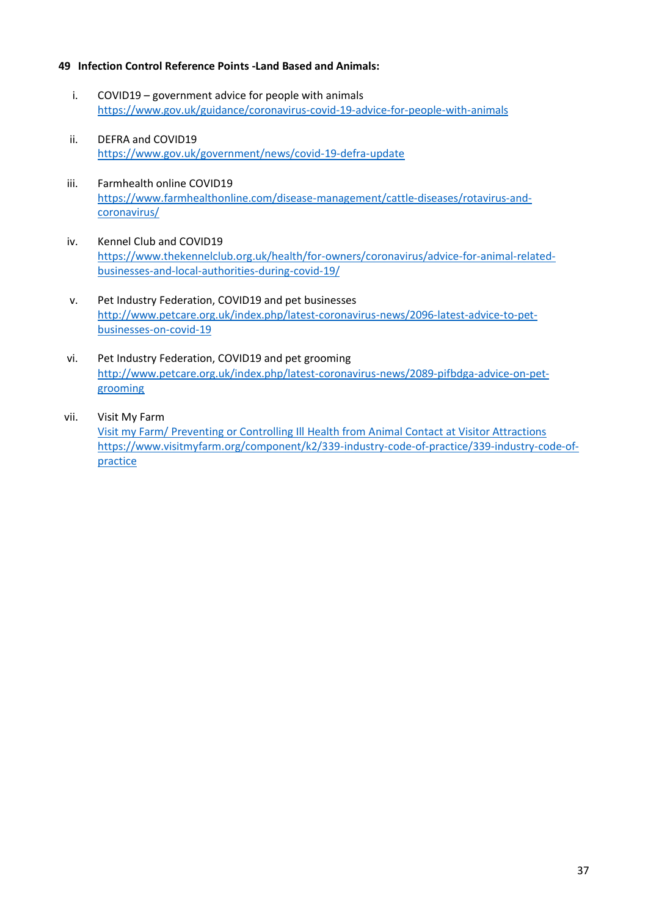**49 Infection Control Reference Points -Land Based and Animals:**

i. COVID19 – government advice for people with animals
   https://www.gov.uk/guidance/coronavirus-covid-19-advice-for-people-with-animals

ii. DEFRA and COVID19
   https://www.gov.uk/government/news/covid-19-defra-update

iii. Farmhealth online COVID19
   https://www.farmhealthonline.com/disease-management/cattle-diseases/rotavirus-and-coronavirus/

iv. Kennel Club and COVID19
   https://www.thekennelclub.org.uk/health/for-owners/coronavirus/advice-for-animal-related-businesses-and-local-authorities-during-covid-19/

v. Pet Industry Federation, COVID19 and pet businesses
   http://www.petcare.org.uk/index.php/latest-coronavirus-news/2096-latest-advice-to-pet-businesses-on-covid-19

vi. Pet Industry Federation, COVID19 and pet grooming
   http://www.petcare.org.uk/index.php/latest-coronavirus-news/2089-pifbdga-advice-on-pet-grooming

vii. Visit My Farm
   Visit my Farm/ Preventing or Controlling Ill Health from Animal Contact at Visitor Attractions
   https://www.visitmyfarm.org/component/k2/339-industry-code-of-practice/339-industry-code-of-practice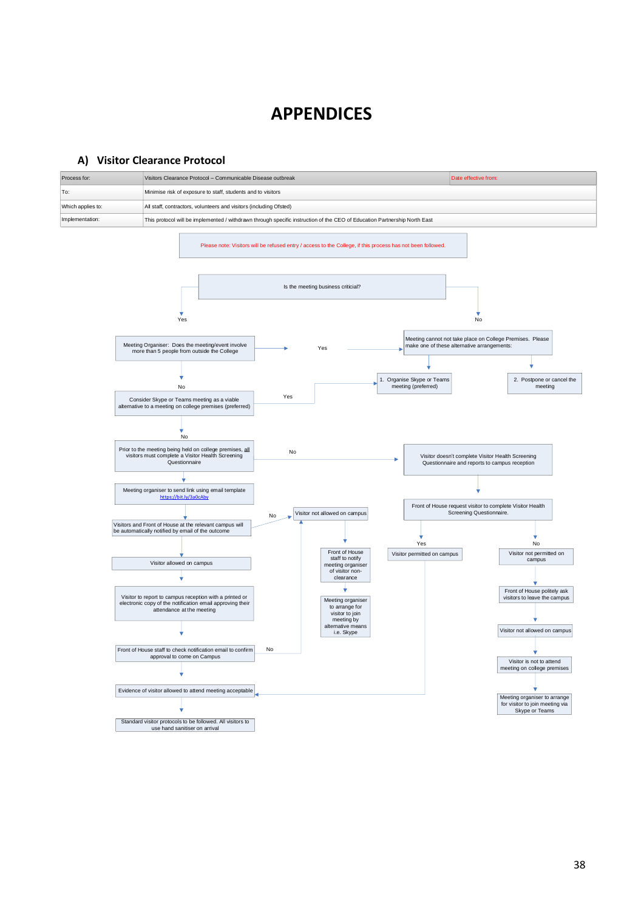# APPENDICES

## A) Visitor Clearance Protocol

| | | |
|---|---|---|
| Process for: | Visitors Clearance Protocol – Communicable Disease outbreak | Date effective from: |
| To: | Minimise risk of exposure to staff, students and to visitors | |
| Which applies to: | All staff, contractors, volunteers and visitors (including Ofsted) | |
| Implementation: | This protocol will be implemented / withdrawn through specific instruction of the CEO of Education Partnership North East | |

Please note: Visitors will be refused entry / access to the College, if this process has not been followed.

Is the meeting business criticial?

Yes

No

Meeting Organiser: Does the meeting/event involve more than 5 people from outside the College

Yes

Meeting cannot not take place on College Premises. Please make one of these alternative arrangements:

1. Organise Skype or Teams meeting (preferred)

2. Postpone or cancel the meeting

No

Consider Skype or Teams meeting as a viable alternative to a meeting on college premises (preferred)

Yes

No

Prior to the meeting being held on college premises, all visitors must complete a Visitor Health Screening Questionnaire

No

Visitor doesn't complete Visitor Health Screening Questionnaire and reports to campus reception

Meeting organiser to send link using email template https://bit.ly/3a0cAby

Front of House request visitor to complete Visitor Health Screening Questionnaire.

Visitors and Front of House at the relevant campus will be automatically notified by email of the outcome

No

Visitor not allowed on campus

Front of House staff to notify meeting organiser of visitor non-clearance

Meeting organiser to arrange for visitor to join meeting by alternative means i.e. Skype

Yes

Visitor permitted on campus

No

Visitor not permitted on campus

Front of House politely ask visitors to leave the campus

Visitor not allowed on campus

Visitor is not to attend meeting on college premises

Meeting organiser to arrange for visitor to join meeting via Skype or Teams

Visitor allowed on campus

Visitor to report to campus reception with a printed or electronic copy of the notification email approving their attendance at the meeting

Front of House staff to check notification email to confirm approval to come on Campus

No

Evidence of visitor allowed to attend meeting acceptable

Standard visitor protocols to be followed. All visitors to use hand sanitiser on arrival